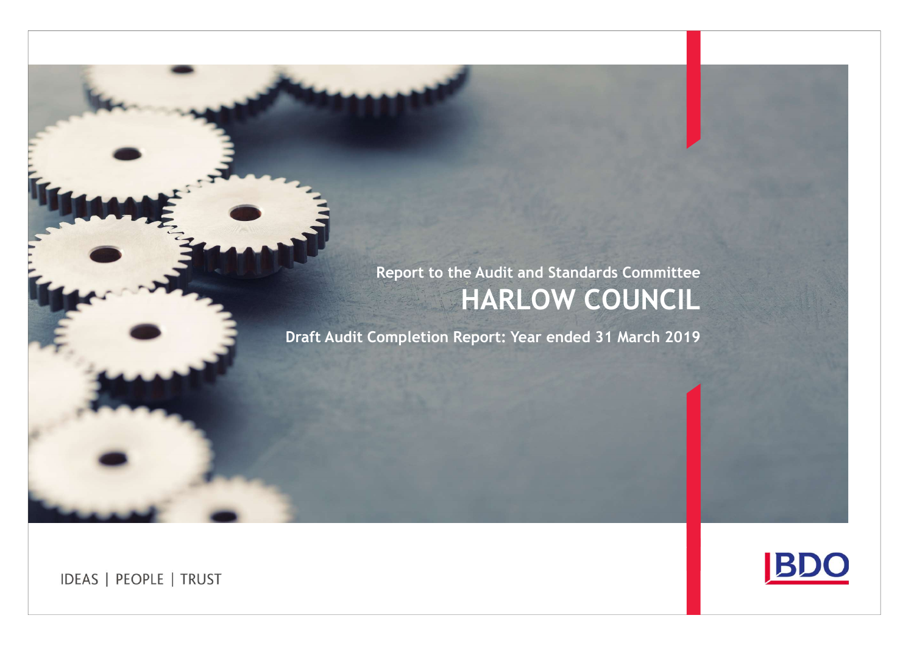Report to the Audit and Standards Committee

# HARLOW COUNCIL

## Draft Audit Completion Report: Year ended 31 March 2019

IDEAS | PEOPLE | TRUST

BDO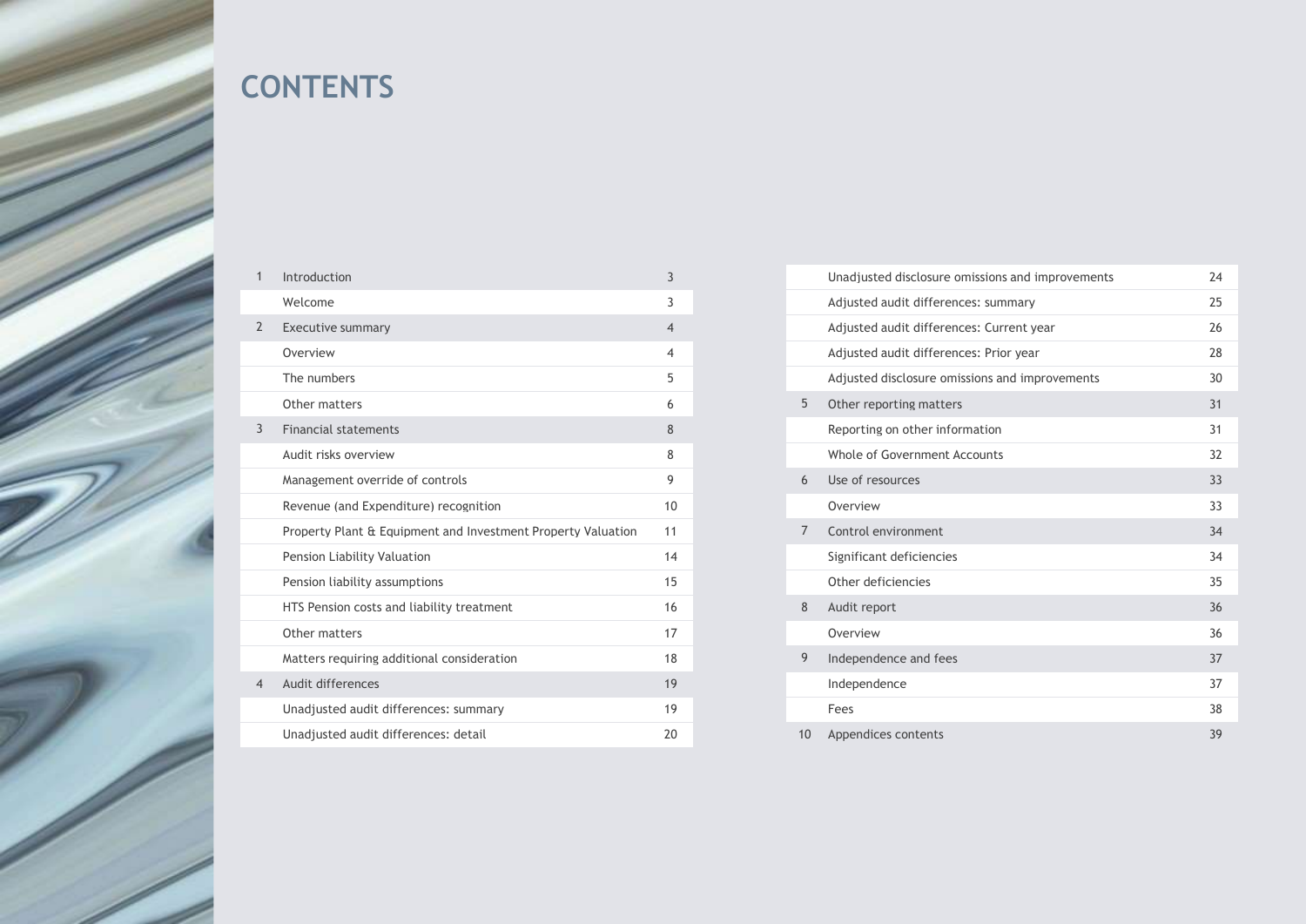# CONTENTS

| | | |
|---|---|---|
| 1 | Introduction | 3 |
| | Welcome | 3 |
| 2 | Executive summary | 4 |
| | Overview | 4 |
| | The numbers | 5 |
| | Other matters | 6 |
| 3 | Financial statements | 8 |
| | Audit risks overview | 8 |
| | Management override of controls | 9 |
| | Revenue (and Expenditure) recognition | 10 |
| | Property Plant & Equipment and Investment Property Valuation | 11 |
| | Pension Liability Valuation | 14 |
| | Pension liability assumptions | 15 |
| | HTS Pension costs and liability treatment | 16 |
| | Other matters | 17 |
| | Matters requiring additional consideration | 18 |
| 4 | Audit differences | 19 |
| | Unadjusted audit differences: summary | 19 |
| | Unadjusted audit differences: detail | 20 |
| | Unadjusted disclosure omissions and improvements | 24 |
| | Adjusted audit differences: summary | 25 |
| | Adjusted audit differences: Current year | 26 |
| | Adjusted audit differences: Prior year | 28 |
| | Adjusted disclosure omissions and improvements | 30 |
| 5 | Other reporting matters | 31 |
| | Reporting on other information | 31 |
| | Whole of Government Accounts | 32 |
| 6 | Use of resources | 33 |
| | Overview | 33 |
| 7 | Control environment | 34 |
| | Significant deficiencies | 34 |
| | Other deficiencies | 35 |
| 8 | Audit report | 36 |
| | Overview | 36 |
| 9 | Independence and fees | 37 |
| | Independence | 37 |
| | Fees | 38 |
| 10 | Appendices contents | 39 |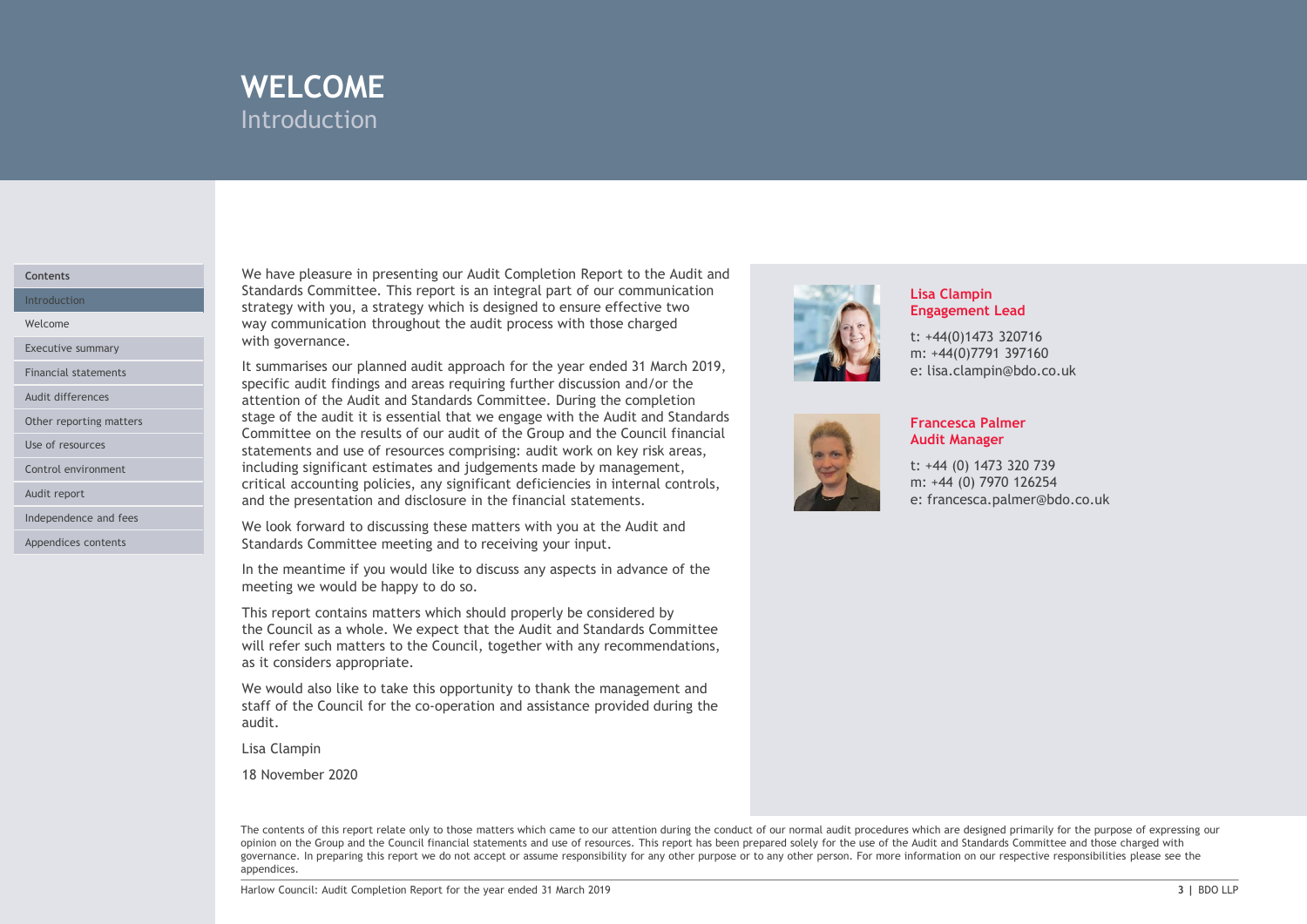# WELCOME

## Introduction

We have pleasure in presenting our Audit Completion Report to the Audit and Standards Committee. This report is an integral part of our communication strategy with you, a strategy which is designed to ensure effective two way communication throughout the audit process with those charged with governance.

It summarises our planned audit approach for the year ended 31 March 2019, specific audit findings and areas requiring further discussion and/or the attention of the Audit and Standards Committee. During the completion stage of the audit it is essential that we engage with the Audit and Standards Committee on the results of our audit of the Group and the Council financial statements and use of resources comprising: audit work on key risk areas, including significant estimates and judgements made by management, critical accounting policies, any significant deficiencies in internal controls, and the presentation and disclosure in the financial statements.

We look forward to discussing these matters with you at the Audit and Standards Committee meeting and to receiving your input.

In the meantime if you would like to discuss any aspects in advance of the meeting we would be happy to do so.

This report contains matters which should properly be considered by the Council as a whole. We expect that the Audit and Standards Committee will refer such matters to the Council, together with any recommendations, as it considers appropriate.

We would also like to take this opportunity to thank the management and staff of the Council for the co-operation and assistance provided during the audit.

Lisa Clampin

18 November 2020

**Lisa Clampin**
**Engagement Lead**

t: +44(0)1473 320716
m: +44(0)7791 397160
e: lisa.clampin@bdo.co.uk

**Francesca Palmer**
**Audit Manager**

t: +44 (0) 1473 320 739
m: +44 (0) 7970 126254
e: francesca.palmer@bdo.co.uk

The contents of this report relate only to those matters which came to our attention during the conduct of our normal audit procedures which are designed primarily for the purpose of expressing our opinion on the Group and the Council financial statements and use of resources. This report has been prepared solely for the use of the Audit and Standards Committee and those charged with governance. In preparing this report we do not accept or assume responsibility for any other purpose or to any other person. For more information on our respective responsibilities please see the appendices.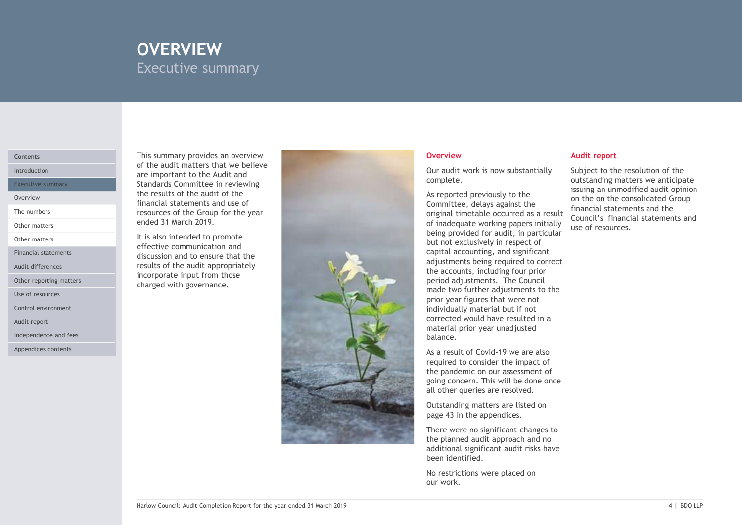# OVERVIEW

## Executive summary

Contents

- Introduction
- Executive summary
- Overview
- The numbers
- Other matters
- Other matters
- Financial statements
- Audit differences
- Other reporting matters
- Use of resources
- Control environment
- Audit report
- Independence and fees
- Appendices contents

This summary provides an overview of the audit matters that we believe are important to the Audit and Standards Committee in reviewing the results of the audit of the financial statements and use of resources of the Group for the year ended 31 March 2019.

It is also intended to promote effective communication and discussion and to ensure that the results of the audit appropriately incorporate input from those charged with governance.

### Overview

Our audit work is now substantially complete.

As reported previously to the Committee, delays against the original timetable occurred as a result of inadequate working papers initially being provided for audit, in particular but not exclusively in respect of capital accounting, and significant adjustments being required to correct the accounts, including four prior period adjustments. The Council made two further adjustments to the prior year figures that were not individually material but if not corrected would have resulted in a material prior year unadjusted balance.

As a result of Covid-19 we are also required to consider the impact of the pandemic on our assessment of going concern. This will be done once all other queries are resolved.

Outstanding matters are listed on page 43 in the appendices.

There were no significant changes to the planned audit approach and no additional significant audit risks have been identified.

No restrictions were placed on our work.

### Audit report

Subject to the resolution of the outstanding matters we anticipate issuing an unmodified audit opinion on the on the consolidated Group financial statements and the Council's financial statements and use of resources.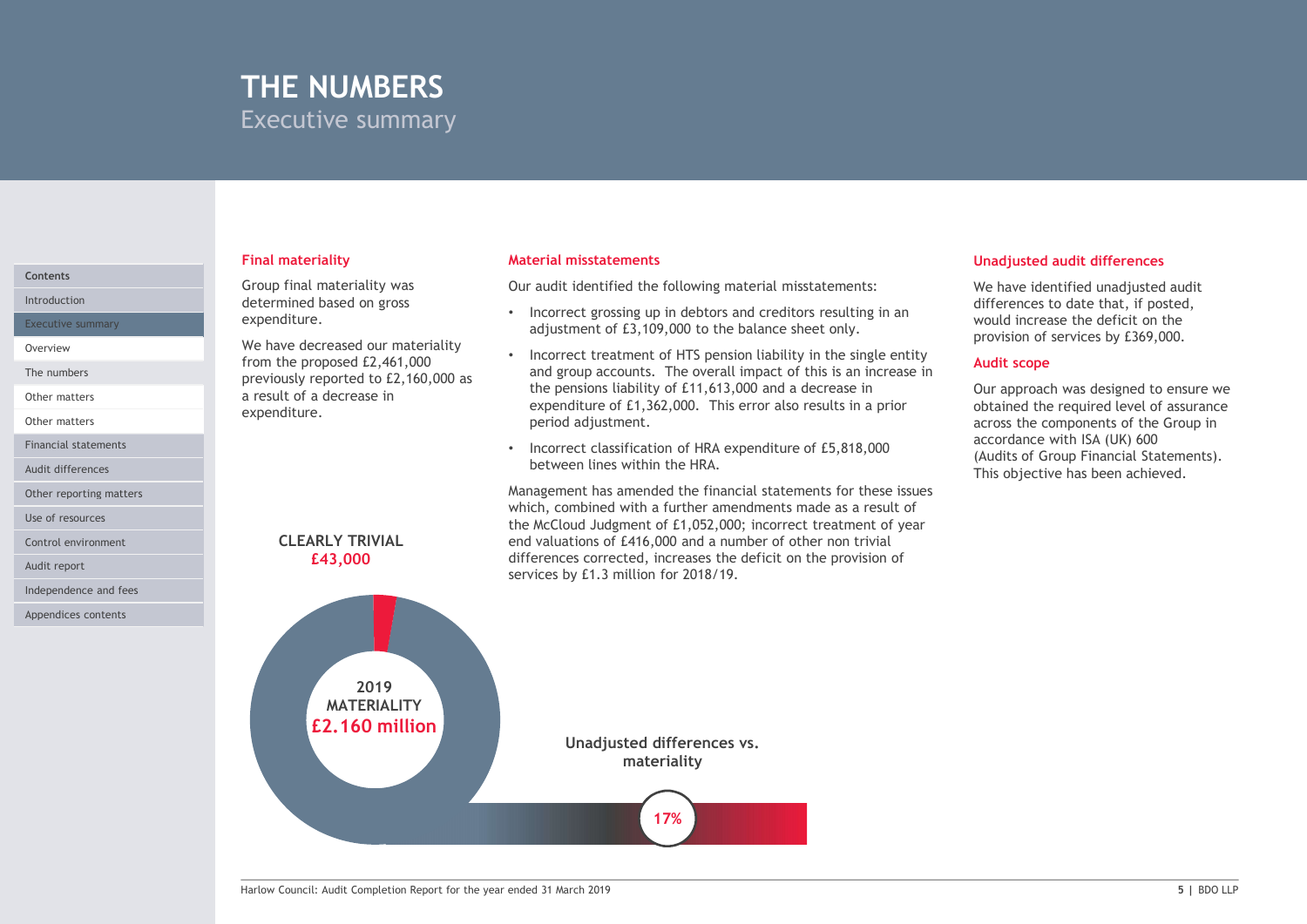# THE NUMBERS
Executive summary

## Final materiality

Group final materiality was determined based on gross expenditure.

We have decreased our materiality from the proposed £2,461,000 previously reported to £2,160,000 as a result of a decrease in expenditure.

**CLEARLY TRIVIAL**
**£43,000**

**2019 MATERIALITY**
**£2.160 million**

## Material misstatements

Our audit identified the following material misstatements:

- Incorrect grossing up in debtors and creditors resulting in an adjustment of £3,109,000 to the balance sheet only.
- Incorrect treatment of HTS pension liability in the single entity and group accounts. The overall impact of this is an increase in the pensions liability of £11,613,000 and a decrease in expenditure of £1,362,000. This error also results in a prior period adjustment.
- Incorrect classification of HRA expenditure of £5,818,000 between lines within the HRA.

Management has amended the financial statements for these issues which, combined with a further amendments made as a result of the McCloud Judgment of £1,052,000; incorrect treatment of year end valuations of £416,000 and a number of other non trivial differences corrected, increases the deficit on the provision of services by £1.3 million for 2018/19.

**Unadjusted differences vs. materiality**

**17%**

## Unadjusted audit differences

We have identified unadjusted audit differences to date that, if posted, would increase the deficit on the provision of services by £369,000.

## Audit scope

Our approach was designed to ensure we obtained the required level of assurance across the components of the Group in accordance with ISA (UK) 600 (Audits of Group Financial Statements). This objective has been achieved.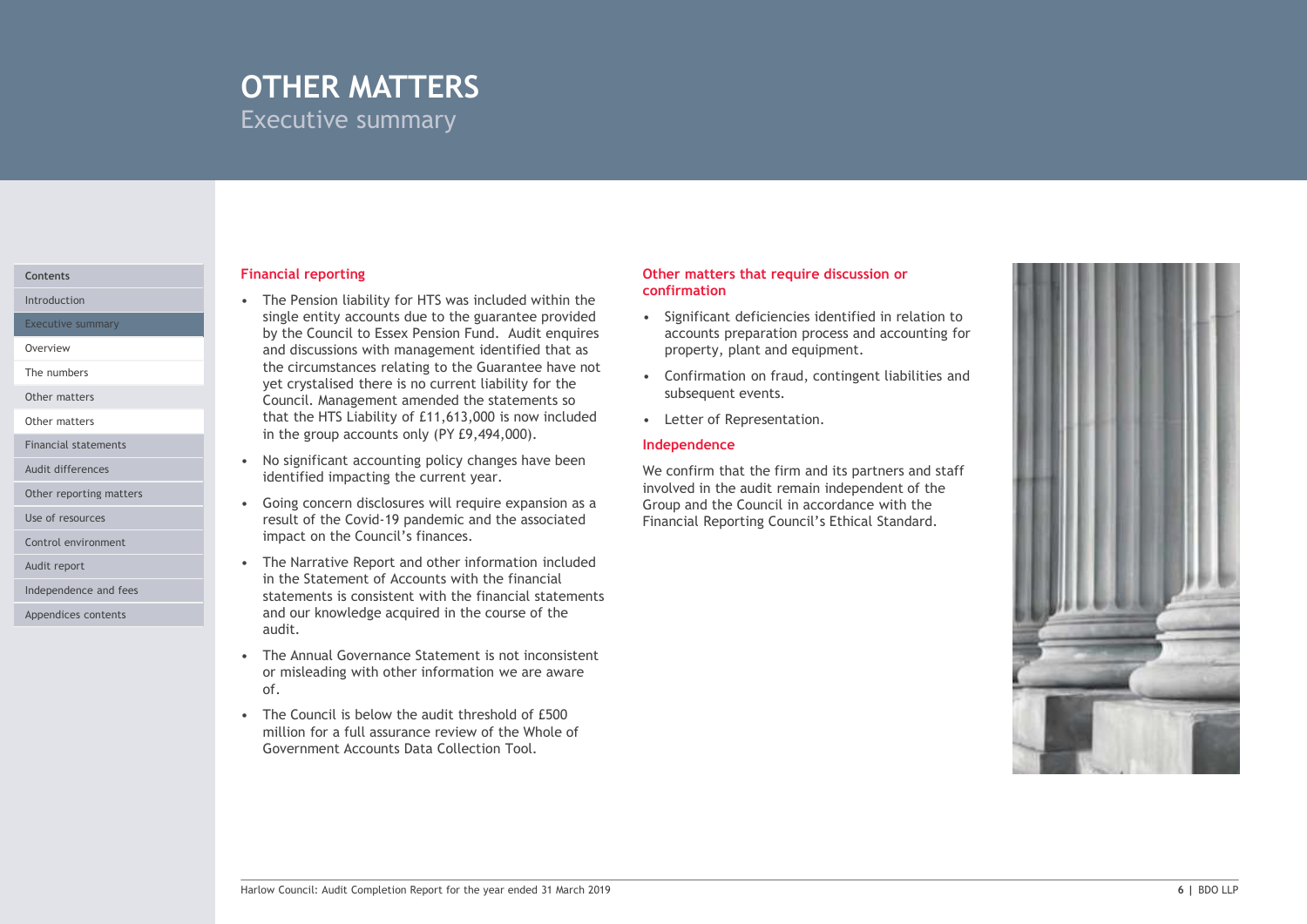# OTHER MATTERS

## Executive summary

### Financial reporting

- The Pension liability for HTS was included within the single entity accounts due to the guarantee provided by the Council to Essex Pension Fund. Audit enquires and discussions with management identified that as the circumstances relating to the Guarantee have not yet crystalised there is no current liability for the Council. Management amended the statements so that the HTS Liability of £11,613,000 is now included in the group accounts only (PY £9,494,000).
- No significant accounting policy changes have been identified impacting the current year.
- Going concern disclosures will require expansion as a result of the Covid-19 pandemic and the associated impact on the Council's finances.
- The Narrative Report and other information included in the Statement of Accounts with the financial statements is consistent with the financial statements and our knowledge acquired in the course of the audit.
- The Annual Governance Statement is not inconsistent or misleading with other information we are aware of.
- The Council is below the audit threshold of £500 million for a full assurance review of the Whole of Government Accounts Data Collection Tool.

### Other matters that require discussion or confirmation

- Significant deficiencies identified in relation to accounts preparation process and accounting for property, plant and equipment.
- Confirmation on fraud, contingent liabilities and subsequent events.
- Letter of Representation.

### Independence

We confirm that the firm and its partners and staff involved in the audit remain independent of the Group and the Council in accordance with the Financial Reporting Council's Ethical Standard.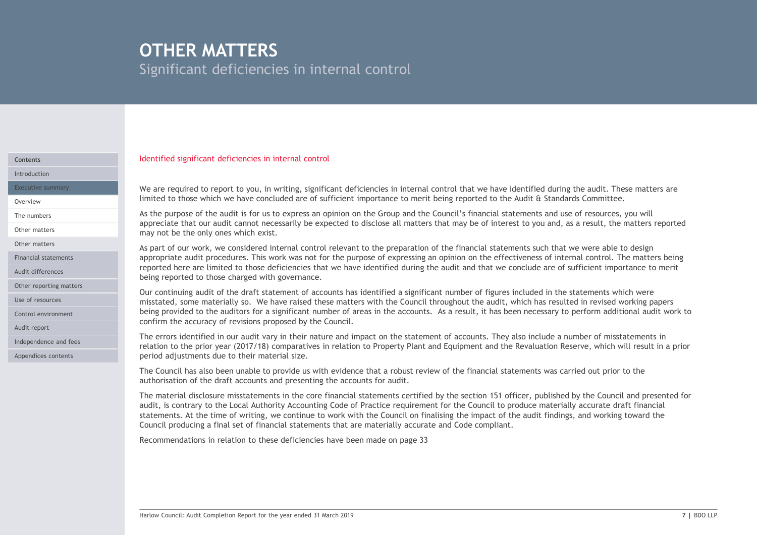# OTHER MATTERS

## Significant deficiencies in internal control

### Identified significant deficiencies in internal control

We are required to report to you, in writing, significant deficiencies in internal control that we have identified during the audit. These matters are limited to those which we have concluded are of sufficient importance to merit being reported to the Audit & Standards Committee.

As the purpose of the audit is for us to express an opinion on the Group and the Council's financial statements and use of resources, you will appreciate that our audit cannot necessarily be expected to disclose all matters that may be of interest to you and, as a result, the matters reported may not be the only ones which exist.

As part of our work, we considered internal control relevant to the preparation of the financial statements such that we were able to design appropriate audit procedures. This work was not for the purpose of expressing an opinion on the effectiveness of internal control. The matters being reported here are limited to those deficiencies that we have identified during the audit and that we conclude are of sufficient importance to merit being reported to those charged with governance.

Our continuing audit of the draft statement of accounts has identified a significant number of figures included in the statements which were misstated, some materially so. We have raised these matters with the Council throughout the audit, which has resulted in revised working papers being provided to the auditors for a significant number of areas in the accounts. As a result, it has been necessary to perform additional audit work to confirm the accuracy of revisions proposed by the Council.

The errors identified in our audit vary in their nature and impact on the statement of accounts. They also include a number of misstatements in relation to the prior year (2017/18) comparatives in relation to Property Plant and Equipment and the Revaluation Reserve, which will result in a prior period adjustments due to their material size.

The Council has also been unable to provide us with evidence that a robust review of the financial statements was carried out prior to the authorisation of the draft accounts and presenting the accounts for audit.

The material disclosure misstatements in the core financial statements certified by the section 151 officer, published by the Council and presented for audit, is contrary to the Local Authority Accounting Code of Practice requirement for the Council to produce materially accurate draft financial statements. At the time of writing, we continue to work with the Council on finalising the impact of the audit findings, and working toward the Council producing a final set of financial statements that are materially accurate and Code compliant.

Recommendations in relation to these deficiencies have been made on page 33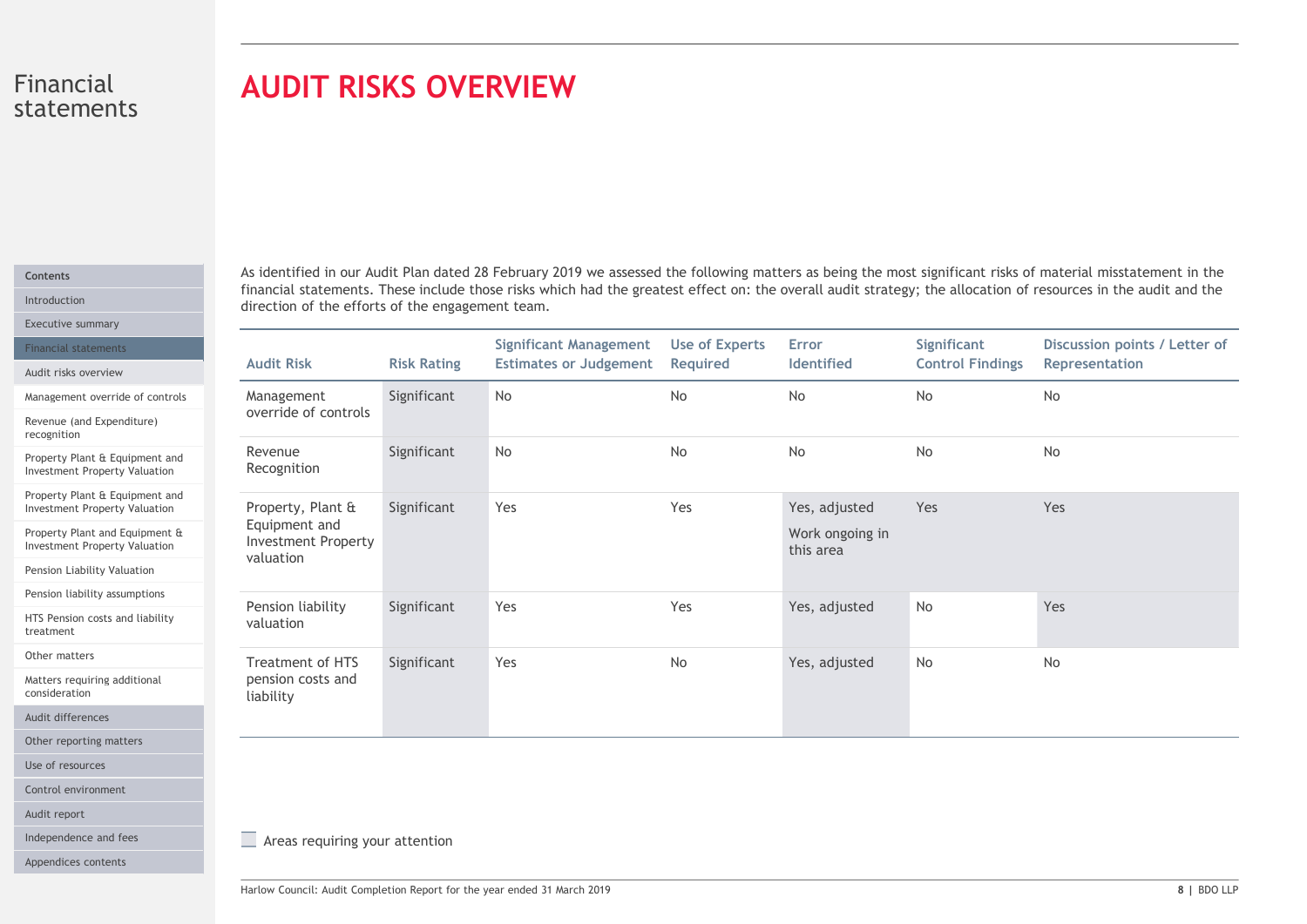# AUDIT RISKS OVERVIEW

As identified in our Audit Plan dated 28 February 2019 we assessed the following matters as being the most significant risks of material misstatement in the financial statements. These include those risks which had the greatest effect on: the overall audit strategy; the allocation of resources in the audit and the direction of the efforts of the engagement team.

| Audit Risk | Risk Rating | Significant Management Estimates or Judgement | Use of Experts Required | Error Identified | Significant Control Findings | Discussion points / Letter of Representation |
|---|---|---|---|---|---|---|
| Management override of controls | Significant | No | No | No | No | No |
| Revenue Recognition | Significant | No | No | No | No | No |
| Property, Plant & Equipment and Investment Property valuation | Significant | Yes | Yes | Yes, adjusted<br>Work ongoing in this area | Yes | Yes |
| Pension liability valuation | Significant | Yes | Yes | Yes, adjusted | No | Yes |
| Treatment of HTS pension costs and liability | Significant | Yes | No | Yes, adjusted | No | No |

Areas requiring your attention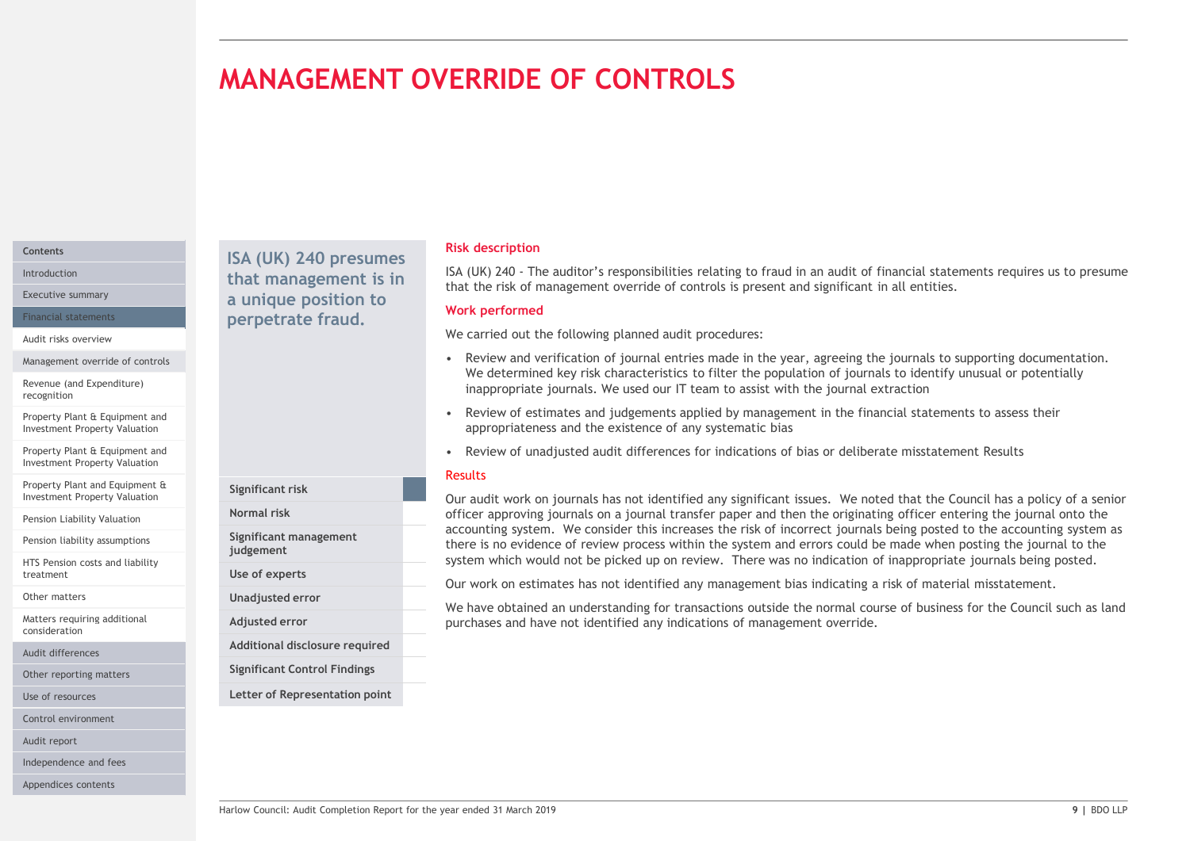# MANAGEMENT OVERRIDE OF CONTROLS

**ISA (UK) 240 presumes that management is in a unique position to perpetrate fraud.**

| | |
|---|---|
| Significant risk | ■ |
| Normal risk | |
| Significant management judgement | |
| Use of experts | |
| Unadjusted error | |
| Adjusted error | |
| Additional disclosure required | |
| Significant Control Findings | |
| Letter of Representation point | |

## Risk description

ISA (UK) 240 - The auditor's responsibilities relating to fraud in an audit of financial statements requires us to presume that the risk of management override of controls is present and significant in all entities.

## Work performed

We carried out the following planned audit procedures:

- Review and verification of journal entries made in the year, agreeing the journals to supporting documentation. We determined key risk characteristics to filter the population of journals to identify unusual or potentially inappropriate journals. We used our IT team to assist with the journal extraction
- Review of estimates and judgements applied by management in the financial statements to assess their appropriateness and the existence of any systematic bias
- Review of unadjusted audit differences for indications of bias or deliberate misstatement Results

## Results

Our audit work on journals has not identified any significant issues. We noted that the Council has a policy of a senior officer approving journals on a journal transfer paper and then the originating officer entering the journal onto the accounting system. We consider this increases the risk of incorrect journals being posted to the accounting system as there is no evidence of review process within the system and errors could be made when posting the journal to the system which would not be picked up on review. There was no indication of inappropriate journals being posted.

Our work on estimates has not identified any management bias indicating a risk of material misstatement.

We have obtained an understanding for transactions outside the normal course of business for the Council such as land purchases and have not identified any indications of management override.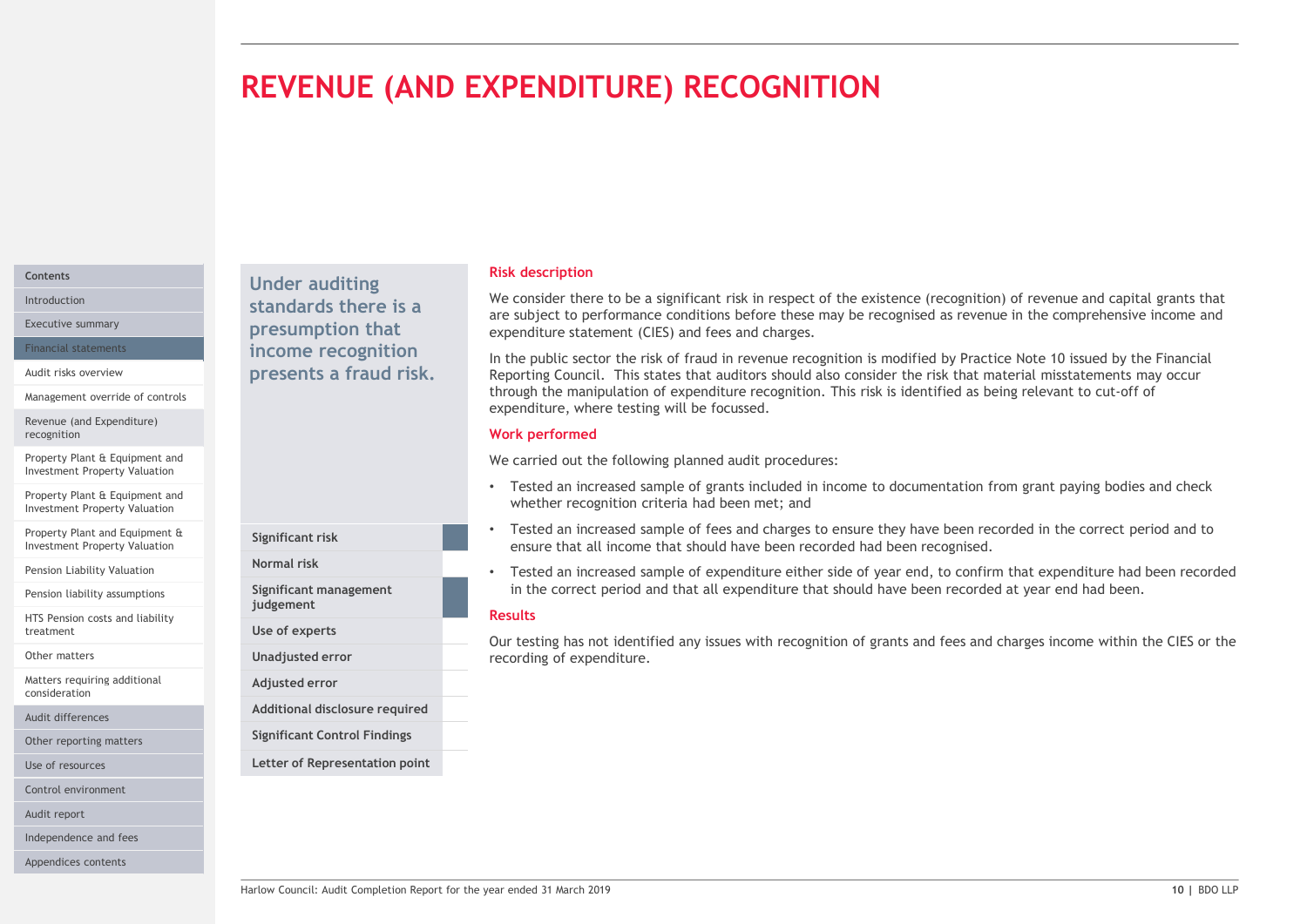# REVENUE (AND EXPENDITURE) RECOGNITION

**Under auditing standards there is a presumption that income recognition presents a fraud risk.**

| | |
|---|---|
| Significant risk | ■ |
| Normal risk | |
| Significant management judgement | ■ |
| Use of experts | |
| Unadjusted error | |
| Adjusted error | |
| Additional disclosure required | |
| Significant Control Findings | |
| Letter of Representation point | |

### Risk description

We consider there to be a significant risk in respect of the existence (recognition) of revenue and capital grants that are subject to performance conditions before these may be recognised as revenue in the comprehensive income and expenditure statement (CIES) and fees and charges.

In the public sector the risk of fraud in revenue recognition is modified by Practice Note 10 issued by the Financial Reporting Council. This states that auditors should also consider the risk that material misstatements may occur through the manipulation of expenditure recognition. This risk is identified as being relevant to cut-off of expenditure, where testing will be focussed.

### Work performed

We carried out the following planned audit procedures:

- Tested an increased sample of grants included in income to documentation from grant paying bodies and check whether recognition criteria had been met; and
- Tested an increased sample of fees and charges to ensure they have been recorded in the correct period and to ensure that all income that should have been recorded had been recognised.
- Tested an increased sample of expenditure either side of year end, to confirm that expenditure had been recorded in the correct period and that all expenditure that should have been recorded at year end had been.

### Results

Our testing has not identified any issues with recognition of grants and fees and charges income within the CIES or the recording of expenditure.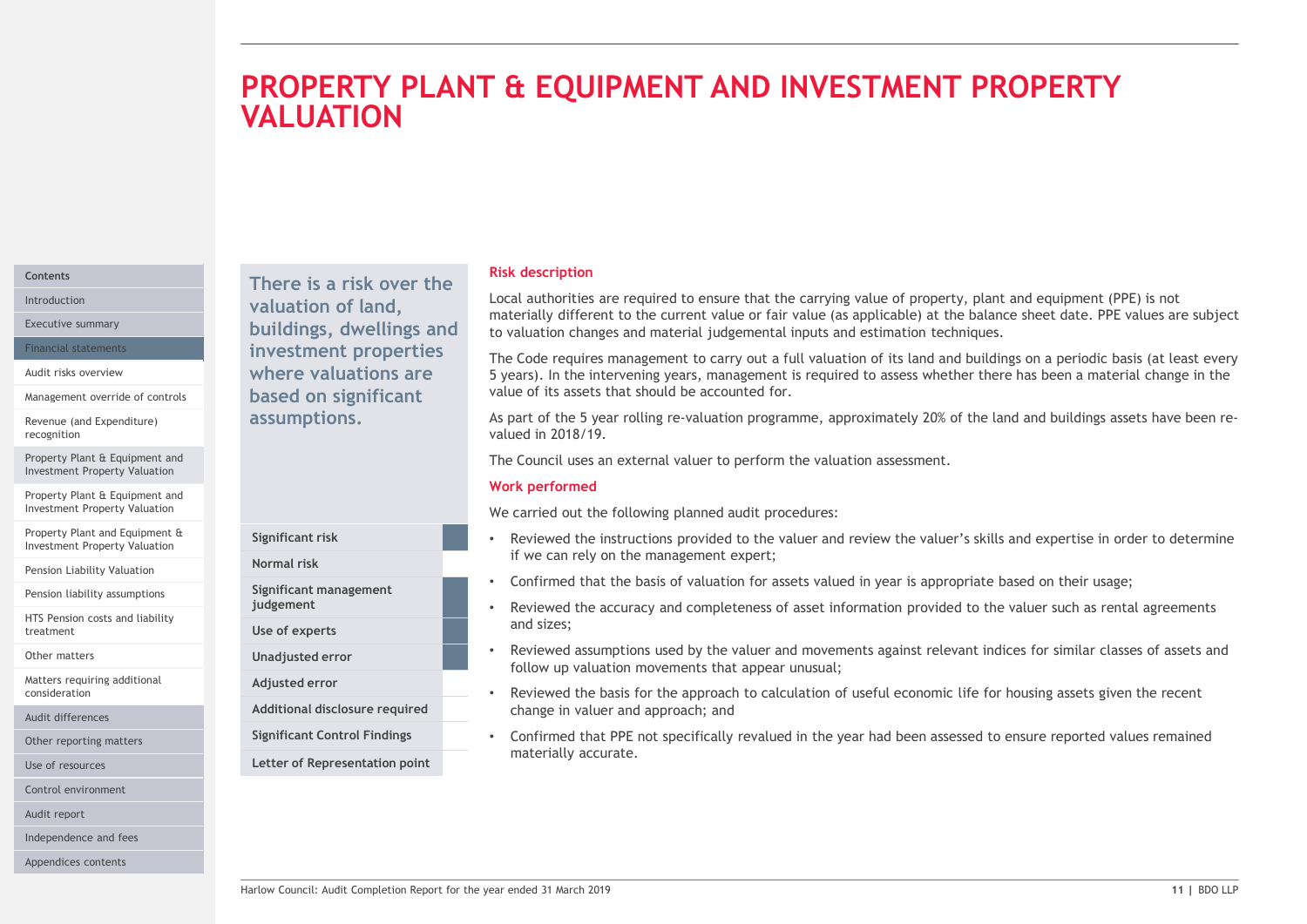# PROPERTY PLANT & EQUIPMENT AND INVESTMENT PROPERTY VALUATION

**There is a risk over the valuation of land, buildings, dwellings and investment properties where valuations are based on significant assumptions.**

| | |
|---|---|
| Significant risk | ■ |
| Normal risk | |
| Significant management judgement | ■ |
| Use of experts | ■ |
| Unadjusted error | ■ |
| Adjusted error | |
| Additional disclosure required | |
| Significant Control Findings | |
| Letter of Representation point | |

## Risk description

Local authorities are required to ensure that the carrying value of property, plant and equipment (PPE) is not materially different to the current value or fair value (as applicable) at the balance sheet date. PPE values are subject to valuation changes and material judgemental inputs and estimation techniques.

The Code requires management to carry out a full valuation of its land and buildings on a periodic basis (at least every 5 years). In the intervening years, management is required to assess whether there has been a material change in the value of its assets that should be accounted for.

As part of the 5 year rolling re-valuation programme, approximately 20% of the land and buildings assets have been re-valued in 2018/19.

The Council uses an external valuer to perform the valuation assessment.

## Work performed

We carried out the following planned audit procedures:

- Reviewed the instructions provided to the valuer and review the valuer's skills and expertise in order to determine if we can rely on the management expert;
- Confirmed that the basis of valuation for assets valued in year is appropriate based on their usage;
- Reviewed the accuracy and completeness of asset information provided to the valuer such as rental agreements and sizes;
- Reviewed assumptions used by the valuer and movements against relevant indices for similar classes of assets and follow up valuation movements that appear unusual;
- Reviewed the basis for the approach to calculation of useful economic life for housing assets given the recent change in valuer and approach; and
- Confirmed that PPE not specifically revalued in the year had been assessed to ensure reported values remained materially accurate.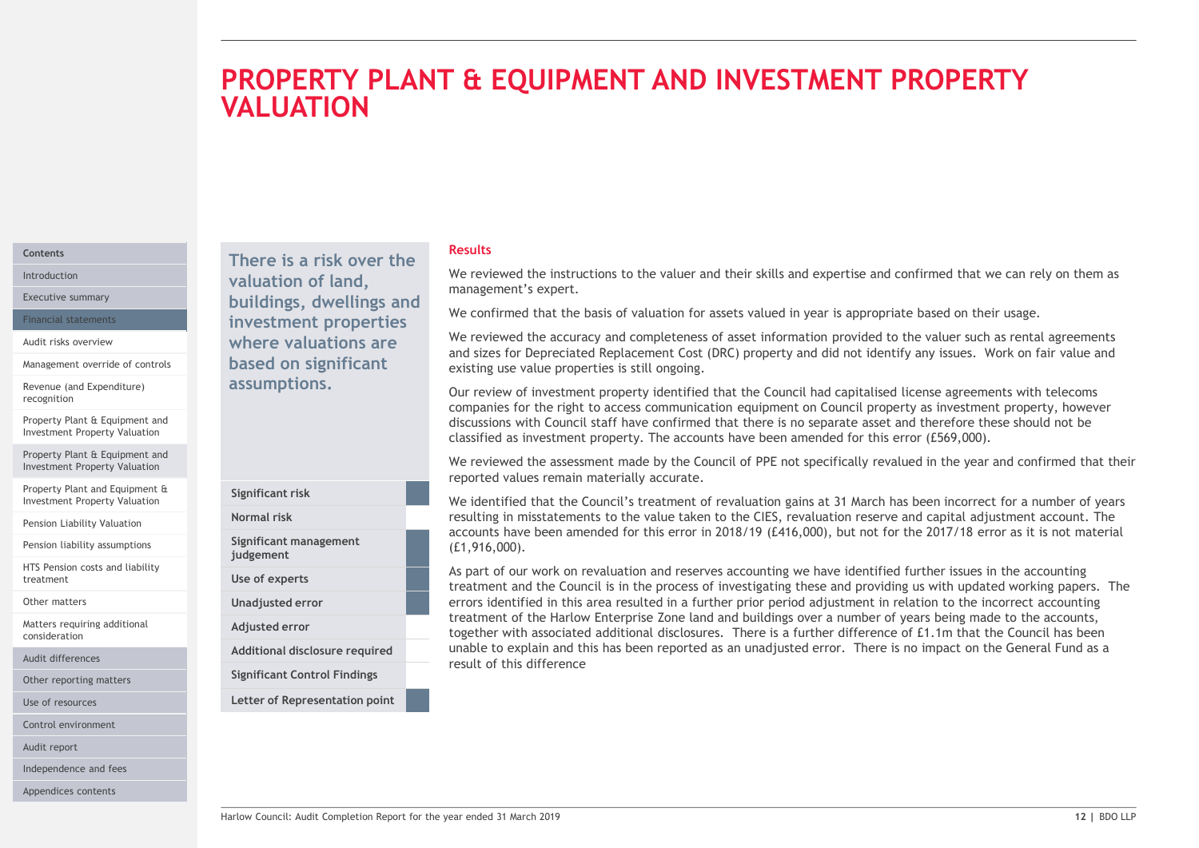# PROPERTY PLANT & EQUIPMENT AND INVESTMENT PROPERTY VALUATION

**There is a risk over the valuation of land, buildings, dwellings and investment properties where valuations are based on significant assumptions.**

| | |
|---|---|
| Significant risk | ■ |
| Normal risk | |
| Significant management judgement | ■ |
| Use of experts | ■ |
| Unadjusted error | ■ |
| Adjusted error | |
| Additional disclosure required | |
| Significant Control Findings | |
| Letter of Representation point | ■ |

## Results

We reviewed the instructions to the valuer and their skills and expertise and confirmed that we can rely on them as management's expert.

We confirmed that the basis of valuation for assets valued in year is appropriate based on their usage.

We reviewed the accuracy and completeness of asset information provided to the valuer such as rental agreements and sizes for Depreciated Replacement Cost (DRC) property and did not identify any issues. Work on fair value and existing use value properties is still ongoing.

Our review of investment property identified that the Council had capitalised license agreements with telecoms companies for the right to access communication equipment on Council property as investment property, however discussions with Council staff have confirmed that there is no separate asset and therefore these should not be classified as investment property. The accounts have been amended for this error (£569,000).

We reviewed the assessment made by the Council of PPE not specifically revalued in the year and confirmed that their reported values remain materially accurate.

We identified that the Council's treatment of revaluation gains at 31 March has been incorrect for a number of years resulting in misstatements to the value taken to the CIES, revaluation reserve and capital adjustment account. The accounts have been amended for this error in 2018/19 (£416,000), but not for the 2017/18 error as it is not material (£1,916,000).

As part of our work on revaluation and reserves accounting we have identified further issues in the accounting treatment and the Council is in the process of investigating these and providing us with updated working papers. The errors identified in this area resulted in a further prior period adjustment in relation to the incorrect accounting treatment of the Harlow Enterprise Zone land and buildings over a number of years being made to the accounts, together with associated additional disclosures. There is a further difference of £1.1m that the Council has been unable to explain and this has been reported as an unadjusted error. There is no impact on the General Fund as a result of this difference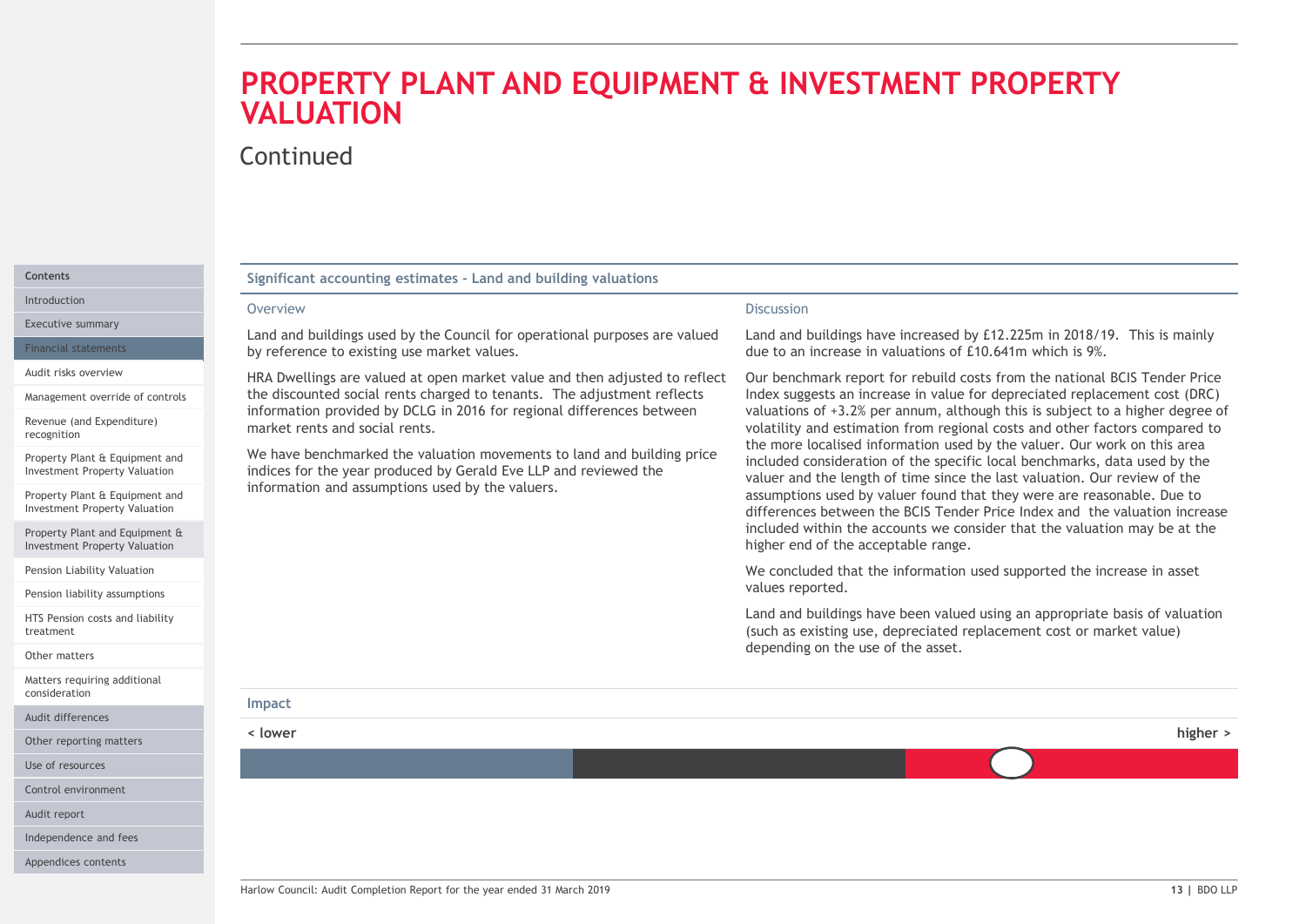# PROPERTY PLANT AND EQUIPMENT & INVESTMENT PROPERTY VALUATION

Continued

## Significant accounting estimates - Land and building valuations

### Overview

Land and buildings used by the Council for operational purposes are valued by reference to existing use market values.

HRA Dwellings are valued at open market value and then adjusted to reflect the discounted social rents charged to tenants. The adjustment reflects information provided by DCLG in 2016 for regional differences between market rents and social rents.

We have benchmarked the valuation movements to land and building price indices for the year produced by Gerald Eve LLP and reviewed the information and assumptions used by the valuers.

### Discussion

Land and buildings have increased by £12.225m in 2018/19. This is mainly due to an increase in valuations of £10.641m which is 9%.

Our benchmark report for rebuild costs from the national BCIS Tender Price Index suggests an increase in value for depreciated replacement cost (DRC) valuations of +3.2% per annum, although this is subject to a higher degree of volatility and estimation from regional costs and other factors compared to the more localised information used by the valuer. Our work on this area included consideration of the specific local benchmarks, data used by the valuer and the length of time since the last valuation. Our review of the assumptions used by valuer found that they were are reasonable. Due to differences between the BCIS Tender Price Index and the valuation increase included within the accounts we consider that the valuation may be at the higher end of the acceptable range.

We concluded that the information used supported the increase in asset values reported.

Land and buildings have been valued using an appropriate basis of valuation (such as existing use, depreciated replacement cost or market value) depending on the use of the asset.

### Impact

< lower | higher >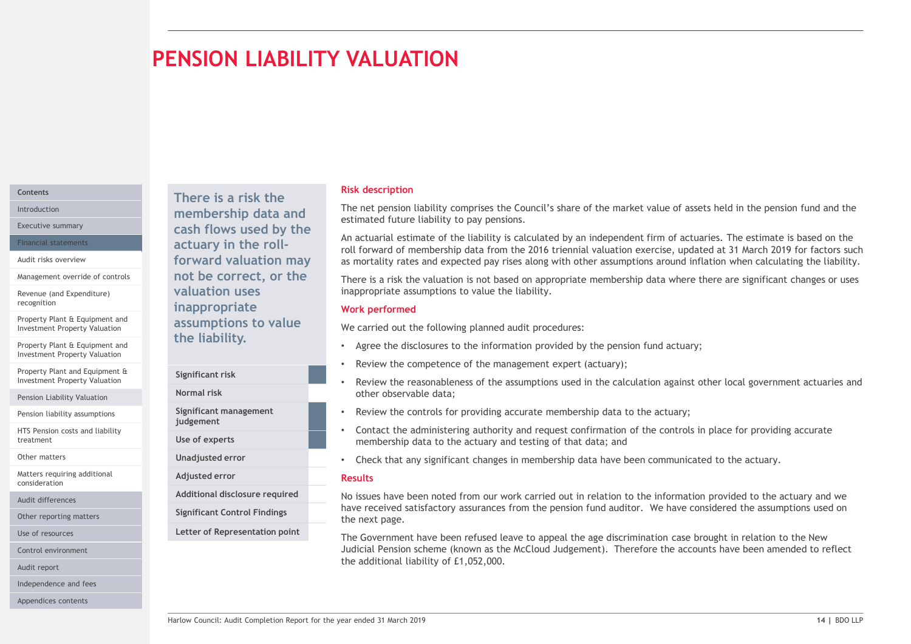# PENSION LIABILITY VALUATION

**There is a risk the membership data and cash flows used by the actuary in the roll-forward valuation may not be correct, or the valuation uses inappropriate assumptions to value the liability.**

| | |
|---|---|
| **Significant risk** | ■ |
| **Normal risk** | |
| **Significant management judgement** | ■ |
| **Use of experts** | ■ |
| **Unadjusted error** | |
| **Adjusted error** | |
| **Additional disclosure required** | |
| **Significant Control Findings** | |
| **Letter of Representation point** | |

## Risk description

The net pension liability comprises the Council's share of the market value of assets held in the pension fund and the estimated future liability to pay pensions.

An actuarial estimate of the liability is calculated by an independent firm of actuaries. The estimate is based on the roll forward of membership data from the 2016 triennial valuation exercise, updated at 31 March 2019 for factors such as mortality rates and expected pay rises along with other assumptions around inflation when calculating the liability.

There is a risk the valuation is not based on appropriate membership data where there are significant changes or uses inappropriate assumptions to value the liability.

## Work performed

We carried out the following planned audit procedures:

- Agree the disclosures to the information provided by the pension fund actuary;
- Review the competence of the management expert (actuary);
- Review the reasonableness of the assumptions used in the calculation against other local government actuaries and other observable data;
- Review the controls for providing accurate membership data to the actuary;
- Contact the administering authority and request confirmation of the controls in place for providing accurate membership data to the actuary and testing of that data; and
- Check that any significant changes in membership data have been communicated to the actuary.

## Results

No issues have been noted from our work carried out in relation to the information provided to the actuary and we have received satisfactory assurances from the pension fund auditor. We have considered the assumptions used on the next page.

The Government have been refused leave to appeal the age discrimination case brought in relation to the New Judicial Pension scheme (known as the McCloud Judgement). Therefore the accounts have been amended to reflect the additional liability of £1,052,000.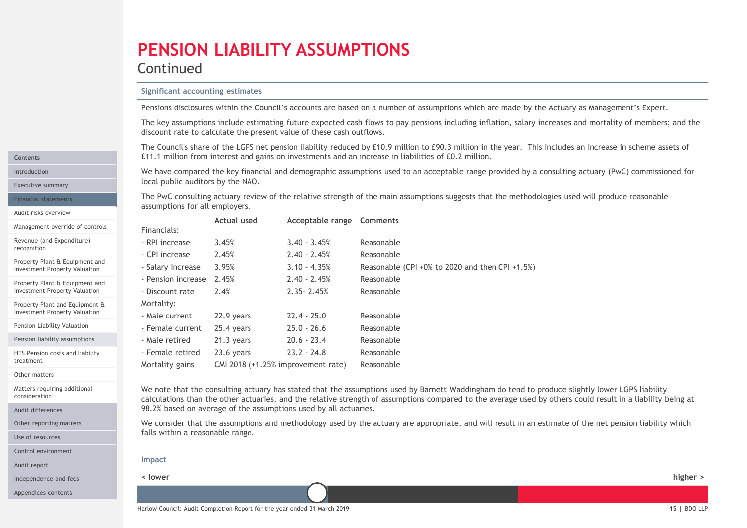# PENSION LIABILITY ASSUMPTIONS

Continued

### Significant accounting estimates

Pensions disclosures within the Council's accounts are based on a number of assumptions which are made by the Actuary as Management's Expert.

The key assumptions include estimating future expected cash flows to pay pensions including inflation, salary increases and mortality of members; and the discount rate to calculate the present value of these cash outflows.

The Council's share of the LGPS net pension liability reduced by £10.9 million to £90.3 million in the year. This includes an increase in scheme assets of £11.1 million from interest and gains on investments and an increase in liabilities of £0.2 million.

We have compared the key financial and demographic assumptions used to an acceptable range provided by a consulting actuary (PwC) commissioned for local public auditors by the NAO.

The PwC consulting actuary review of the relative strength of the main assumptions suggests that the methodologies used will produce reasonable assumptions for all employers.

| | Actual used | Acceptable range | Comments |
|---|---|---|---|
| Financials: | | | |
| - RPI increase | 3.45% | 3.40 - 3.45% | Reasonable |
| - CPI increase | 2.45% | 2.40 - 2.45% | Reasonable |
| - Salary increase | 3.95% | 3.10 – 4.35% | Reasonable (CPI +0% to 2020 and then CPI +1.5%) |
| - Pension increase | 2.45% | 2.40 - 2.45% | Reasonable |
| - Discount rate | 2.4% | 2.35- 2.45% | Reasonable |
| Mortality: | | | |
| - Male current | 22.9 years | 22.4 - 25.0 | Reasonable |
| - Female current | 25.4 years | 25.0 - 26.6 | Reasonable |
| - Male retired | 21.3 years | 20.6 - 23.4 | Reasonable |
| - Female retired | 23.6 years | 23.2 - 24.8 | Reasonable |
| Mortality gains | CMI 2018 (+1.25% improvement rate) | | Reasonable |

We note that the consulting actuary has stated that the assumptions used by Barnett Waddingham do tend to produce slightly lower LGPS liability calculations than the other actuaries, and the relative strength of assumptions compared to the average used by others could result in a liability being at 98.2% based on average of the assumptions used by all actuaries.

We consider that the assumptions and methodology used by the actuary are appropriate, and will result in an estimate of the net pension liability which falls within a reasonable range.

### Impact

< lower | higher >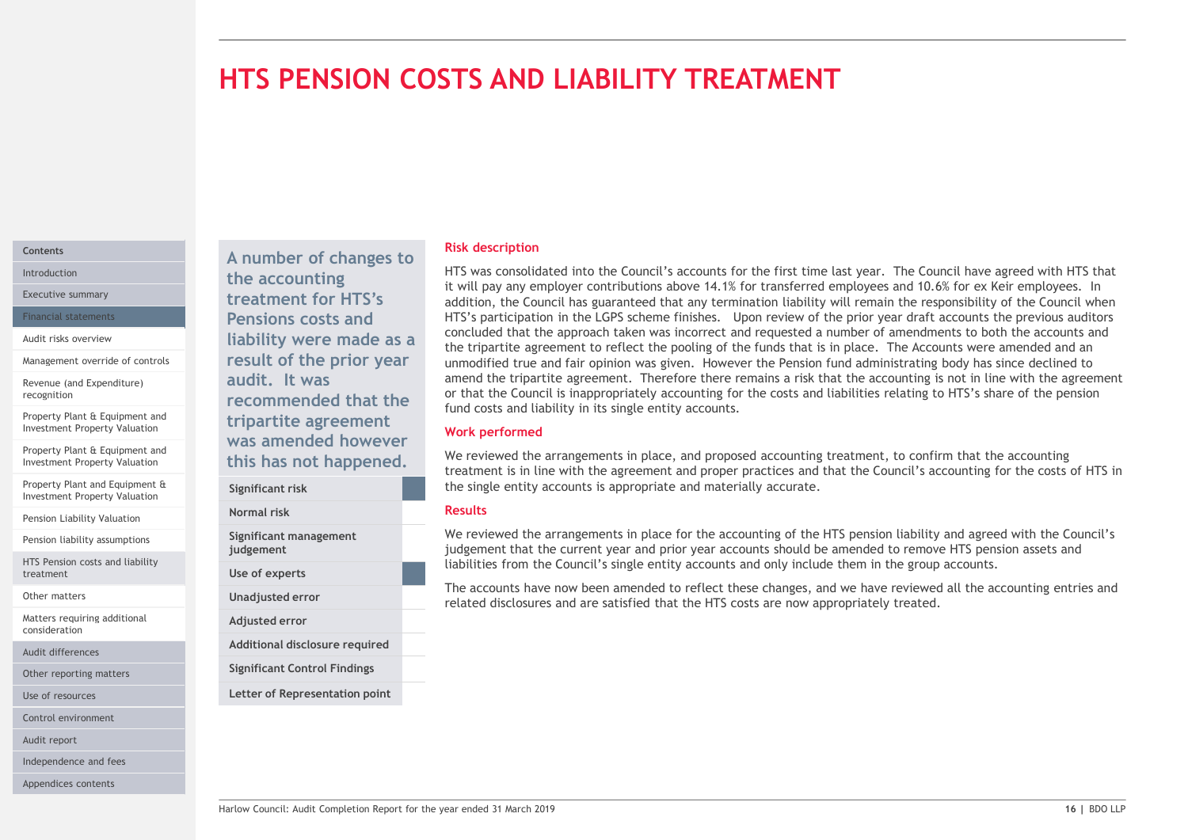# HTS PENSION COSTS AND LIABILITY TREATMENT

**A number of changes to the accounting treatment for HTS's Pensions costs and liability were made as a result of the prior year audit. It was recommended that the tripartite agreement was amended however this has not happened.**

| | |
|---|---|
| Significant risk | ■ |
| Normal risk | |
| Significant management judgement | |
| Use of experts | ■ |
| Unadjusted error | |
| Adjusted error | |
| Additional disclosure required | |
| Significant Control Findings | |
| Letter of Representation point | |

## Risk description

HTS was consolidated into the Council's accounts for the first time last year. The Council have agreed with HTS that it will pay any employer contributions above 14.1% for transferred employees and 10.6% for ex Keir employees. In addition, the Council has guaranteed that any termination liability will remain the responsibility of the Council when HTS's participation in the LGPS scheme finishes. Upon review of the prior year draft accounts the previous auditors concluded that the approach taken was incorrect and requested a number of amendments to both the accounts and the tripartite agreement to reflect the pooling of the funds that is in place. The Accounts were amended and an unmodified true and fair opinion was given. However the Pension fund administrating body has since declined to amend the tripartite agreement. Therefore there remains a risk that the accounting is not in line with the agreement or that the Council is inappropriately accounting for the costs and liabilities relating to HTS's share of the pension fund costs and liability in its single entity accounts.

## Work performed

We reviewed the arrangements in place, and proposed accounting treatment, to confirm that the accounting treatment is in line with the agreement and proper practices and that the Council's accounting for the costs of HTS in the single entity accounts is appropriate and materially accurate.

## Results

We reviewed the arrangements in place for the accounting of the HTS pension liability and agreed with the Council's judgement that the current year and prior year accounts should be amended to remove HTS pension assets and liabilities from the Council's single entity accounts and only include them in the group accounts.

The accounts have now been amended to reflect these changes, and we have reviewed all the accounting entries and related disclosures and are satisfied that the HTS costs are now appropriately treated.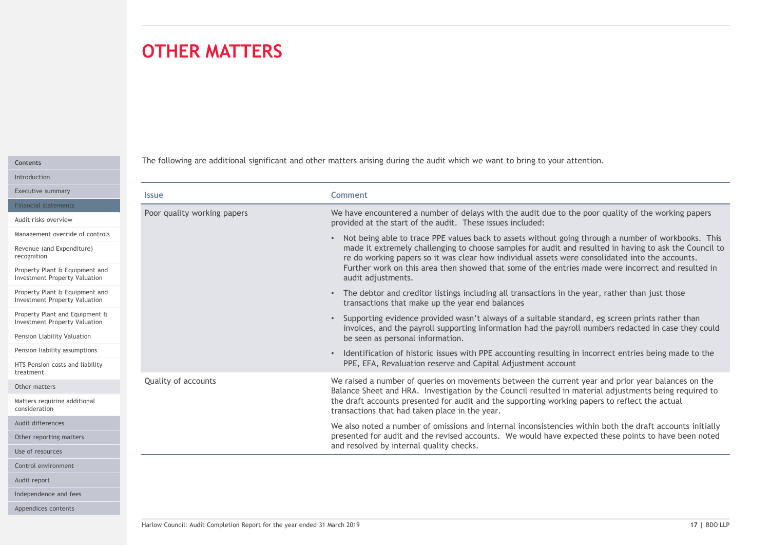# OTHER MATTERS

The following are additional significant and other matters arising during the audit which we want to bring to your attention.

| Issue | Comment |
|---|---|
| Poor quality working papers | We have encountered a number of delays with the audit due to the poor quality of the working papers provided at the start of the audit. These issues included:<br>• Not being able to trace PPE values back to assets without going through a number of workbooks. This made it extremely challenging to choose samples for audit and resulted in having to ask the Council to re do working papers so it was clear how individual assets were consolidated into the accounts. Further work on this area then showed that some of the entries made were incorrect and resulted in audit adjustments.<br>• The debtor and creditor listings including all transactions in the year, rather than just those transactions that make up the year end balances<br>• Supporting evidence provided wasn't always of a suitable standard, eg screen prints rather than invoices, and the payroll supporting information had the payroll numbers redacted in case they could be seen as personal information.<br>• Identification of historic issues with PPE accounting resulting in incorrect entries being made to the PPE, EFA, Revaluation reserve and Capital Adjustment account |
| Quality of accounts | We raised a number of queries on movements between the current year and prior year balances on the Balance Sheet and HRA. Investigation by the Council resulted in material adjustments being required to the draft accounts presented for audit and the supporting working papers to reflect the actual transactions that had taken place in the year.<br>We also noted a number of omissions and internal inconsistencies within both the draft accounts initially presented for audit and the revised accounts. We would have expected these points to have been noted and resolved by internal quality checks. |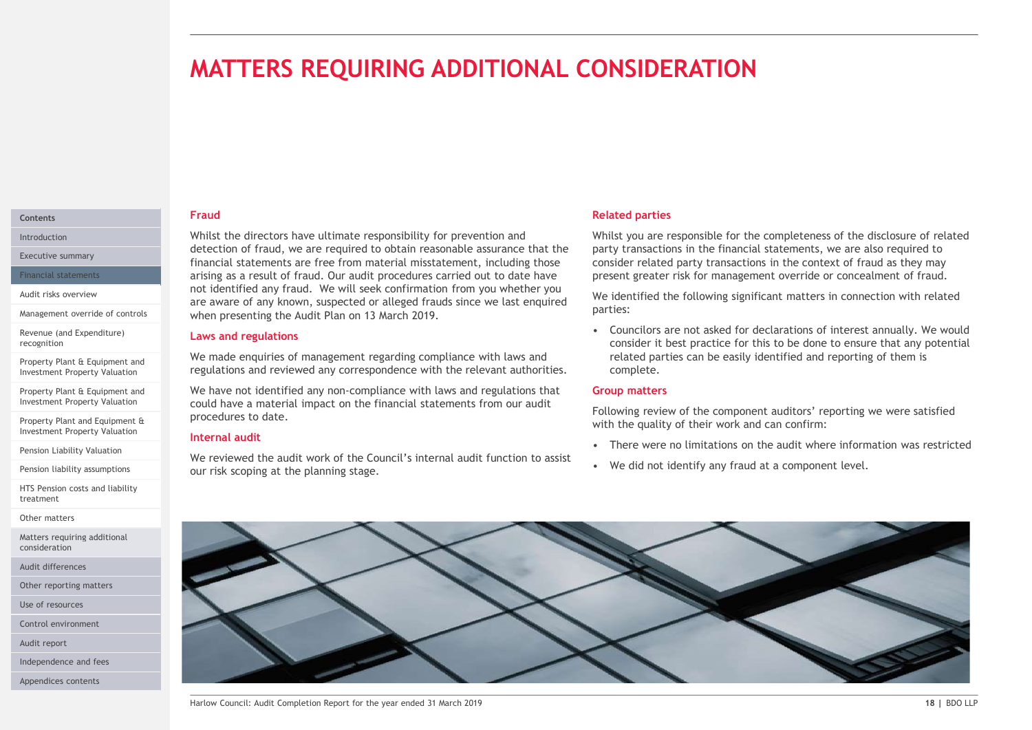# MATTERS REQUIRING ADDITIONAL CONSIDERATION

## Fraud

Whilst the directors have ultimate responsibility for prevention and detection of fraud, we are required to obtain reasonable assurance that the financial statements are free from material misstatement, including those arising as a result of fraud. Our audit procedures carried out to date have not identified any fraud. We will seek confirmation from you whether you are aware of any known, suspected or alleged frauds since we last enquired when presenting the Audit Plan on 13 March 2019.

## Laws and regulations

We made enquiries of management regarding compliance with laws and regulations and reviewed any correspondence with the relevant authorities.

We have not identified any non-compliance with laws and regulations that could have a material impact on the financial statements from our audit procedures to date.

## Internal audit

We reviewed the audit work of the Council's internal audit function to assist our risk scoping at the planning stage.

## Related parties

Whilst you are responsible for the completeness of the disclosure of related party transactions in the financial statements, we are also required to consider related party transactions in the context of fraud as they may present greater risk for management override or concealment of fraud.

We identified the following significant matters in connection with related parties:

- Councilors are not asked for declarations of interest annually. We would consider it best practice for this to be done to ensure that any potential related parties can be easily identified and reporting of them is complete.

## Group matters

Following review of the component auditors' reporting we were satisfied with the quality of their work and can confirm:

- There were no limitations on the audit where information was restricted
- We did not identify any fraud at a component level.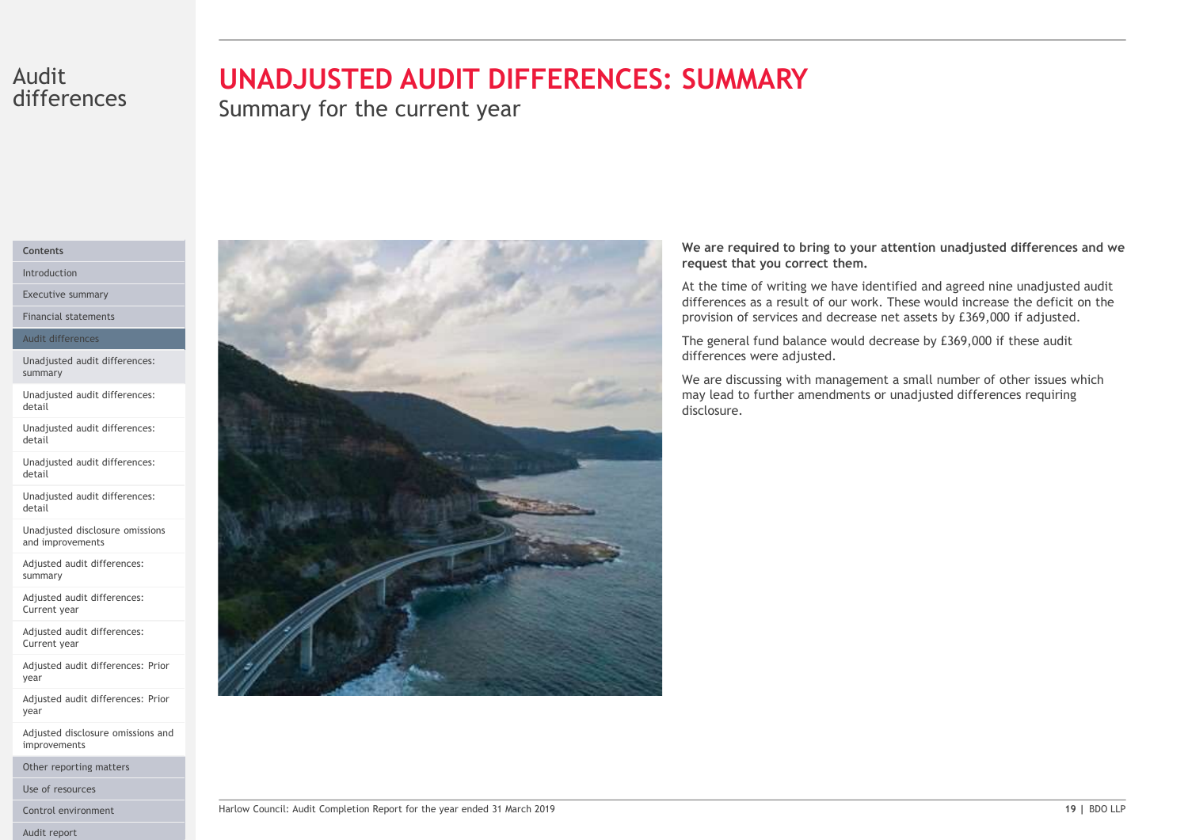# UNADJUSTED AUDIT DIFFERENCES: SUMMARY

Summary for the current year

**We are required to bring to your attention unadjusted differences and we request that you correct them.**

At the time of writing we have identified and agreed nine unadjusted audit differences as a result of our work. These would increase the deficit on the provision of services and decrease net assets by £369,000 if adjusted.

The general fund balance would decrease by £369,000 if these audit differences were adjusted.

We are discussing with management a small number of other issues which may lead to further amendments or unadjusted differences requiring disclosure.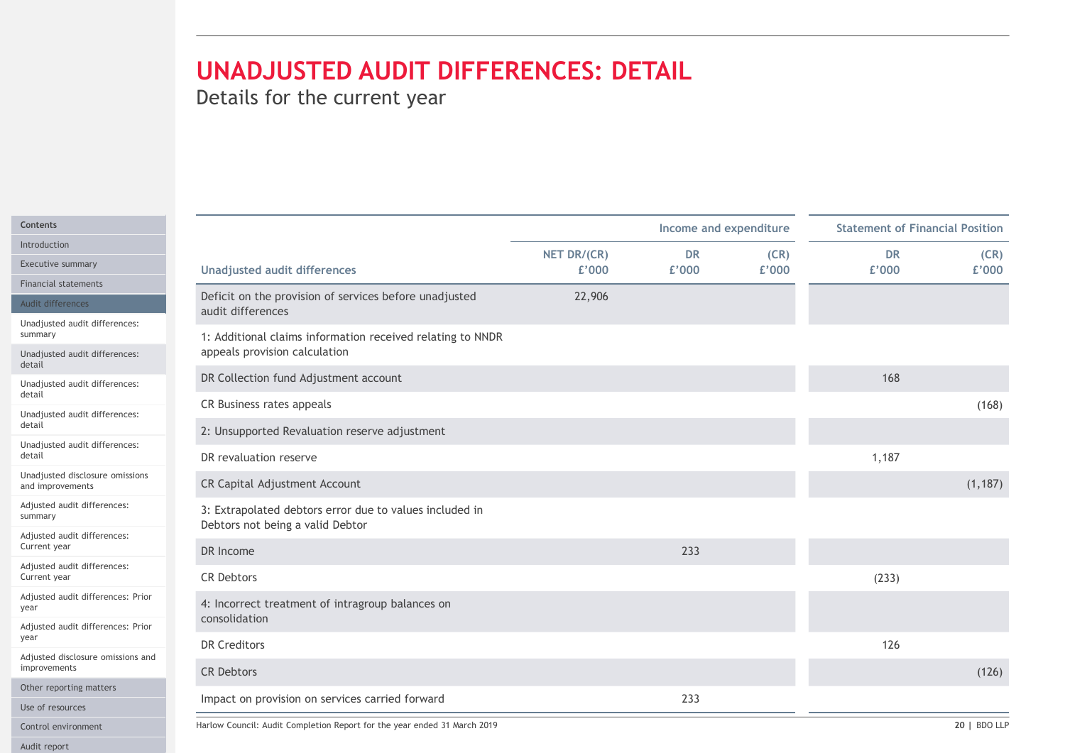# UNADJUSTED AUDIT DIFFERENCES: DETAIL

Details for the current year

| Unadjusted audit differences | NET DR/(CR) £'000 | Income and expenditure DR £'000 | Income and expenditure (CR) £'000 | Statement of Financial Position DR £'000 | Statement of Financial Position (CR) £'000 |
|---|---|---|---|---|---|
| Deficit on the provision of services before unadjusted audit differences | 22,906 | | | | |
| 1: Additional claims information received relating to NNDR appeals provision calculation | | | | | |
| DR Collection fund Adjustment account | | | | 168 | |
| CR Business rates appeals | | | | | (168) |
| 2: Unsupported Revaluation reserve adjustment | | | | | |
| DR revaluation reserve | | | | 1,187 | |
| CR Capital Adjustment Account | | | | | (1,187) |
| 3: Extrapolated debtors error due to values included in Debtors not being a valid Debtor | | | | | |
| DR Income | | 233 | | | |
| CR Debtors | | | | (233) | |
| 4: Incorrect treatment of intragroup balances on consolidation | | | | | |
| DR Creditors | | | | 126 | |
| CR Debtors | | | | | (126) |
| Impact on provision on services carried forward | | 233 | | | |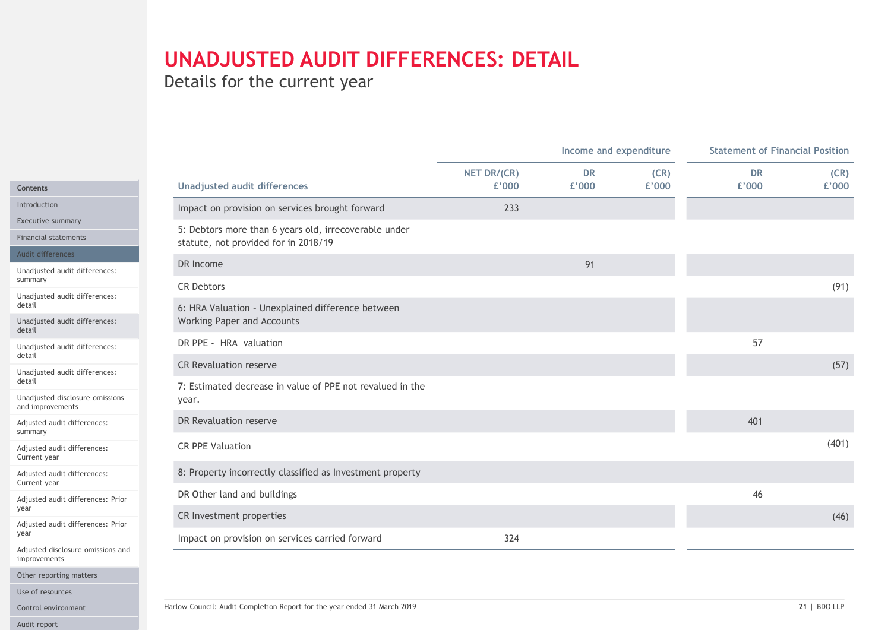# UNADJUSTED AUDIT DIFFERENCES: DETAIL

## Details for the current year

| | | Income and expenditure | | Statement of Financial Position | |
|---|---|---|---|---|---|
| **Unadjusted audit differences** | **NET DR/(CR) £'000** | **DR £'000** | **(CR) £'000** | **DR £'000** | **(CR) £'000** |
| Impact on provision on services brought forward | 233 | | | | |
| 5: Debtors more than 6 years old, irrecoverable under statute, not provided for in 2018/19 | | | | | |
| DR Income | | 91 | | | |
| CR Debtors | | | | | (91) |
| 6: HRA Valuation – Unexplained difference between Working Paper and Accounts | | | | | |
| DR PPE - HRA valuation | | | | 57 | |
| CR Revaluation reserve | | | | | (57) |
| 7: Estimated decrease in value of PPE not revalued in the year. | | | | | |
| DR Revaluation reserve | | | | 401 | |
| CR PPE Valuation | | | | | (401) |
| 8: Property incorrectly classified as Investment property | | | | | |
| DR Other land and buildings | | | | 46 | |
| CR Investment properties | | | | | (46) |
| Impact on provision on services carried forward | 324 | | | | |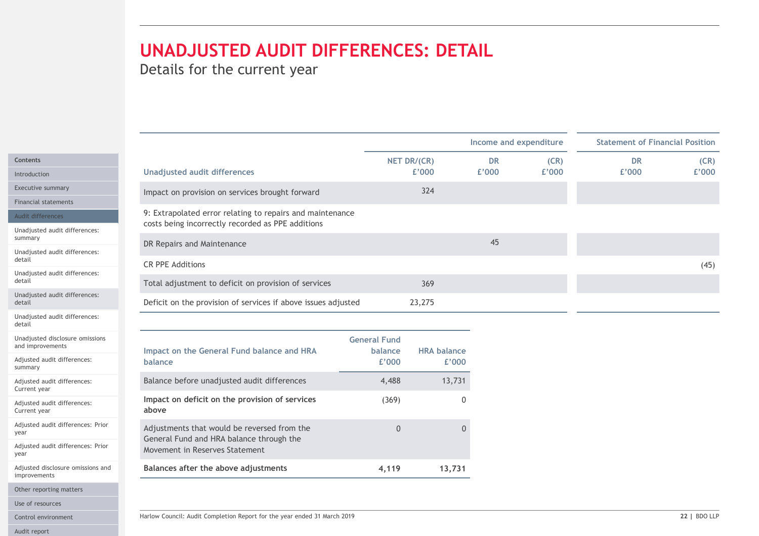# UNADJUSTED AUDIT DIFFERENCES: DETAIL

Details for the current year

| Unadjusted audit differences | NET DR/(CR) £'000 | Income and expenditure DR £'000 | Income and expenditure (CR) £'000 | Statement of Financial Position DR £'000 | Statement of Financial Position (CR) £'000 |
|---|---|---|---|---|---|
| Impact on provision on services brought forward | 324 | | | | |
| 9: Extrapolated error relating to repairs and maintenance costs being incorrectly recorded as PPE additions | | | | | |
| DR Repairs and Maintenance | | 45 | | | |
| CR PPE Additions | | | | | (45) |
| Total adjustment to deficit on provision of services | 369 | | | | |
| Deficit on the provision of services if above issues adjusted | 23,275 | | | | |

| Impact on the General Fund balance and HRA balance | General Fund balance £'000 | HRA balance £'000 |
|---|---|---|
| Balance before unadjusted audit differences | 4,488 | 13,731 |
| **Impact on deficit on the provision of services above** | (369) | 0 |
| Adjustments that would be reversed from the General Fund and HRA balance through the Movement in Reserves Statement | 0 | 0 |
| **Balances after the above adjustments** | **4,119** | **13,731** |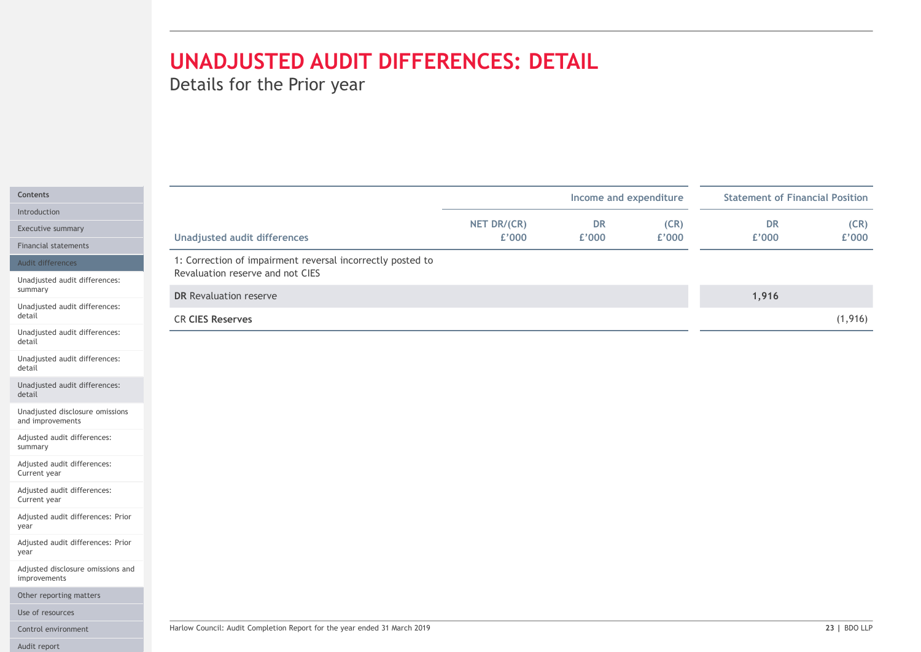# UNADJUSTED AUDIT DIFFERENCES: DETAIL

Details for the Prior year

| | Income and expenditure | | | Statement of Financial Position | |
|---|---|---|---|---|---|
| **Unadjusted audit differences** | **NET DR/(CR) £'000** | **DR £'000** | **(CR) £'000** | **DR £'000** | **(CR) £'000** |
| 1: Correction of impairment reversal incorrectly posted to Revaluation reserve and not CIES | | | | | |
| **DR** Revaluation reserve | | | | **1,916** | |
| CR **CIES Reserves** | | | | | (1,916) |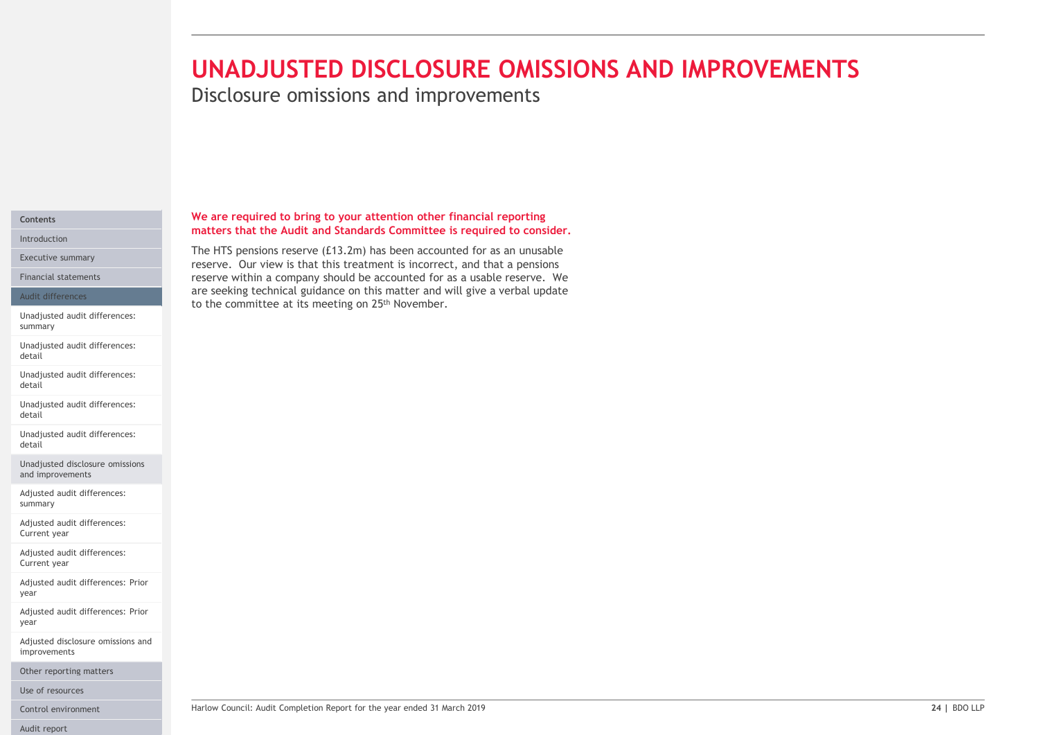# UNADJUSTED DISCLOSURE OMISSIONS AND IMPROVEMENTS

## Disclosure omissions and improvements

**We are required to bring to your attention other financial reporting matters that the Audit and Standards Committee is required to consider.**

The HTS pensions reserve (£13.2m) has been accounted for as an unusable reserve. Our view is that this treatment is incorrect, and that a pensions reserve within a company should be accounted for as a usable reserve. We are seeking technical guidance on this matter and will give a verbal update to the committee at its meeting on 25th November.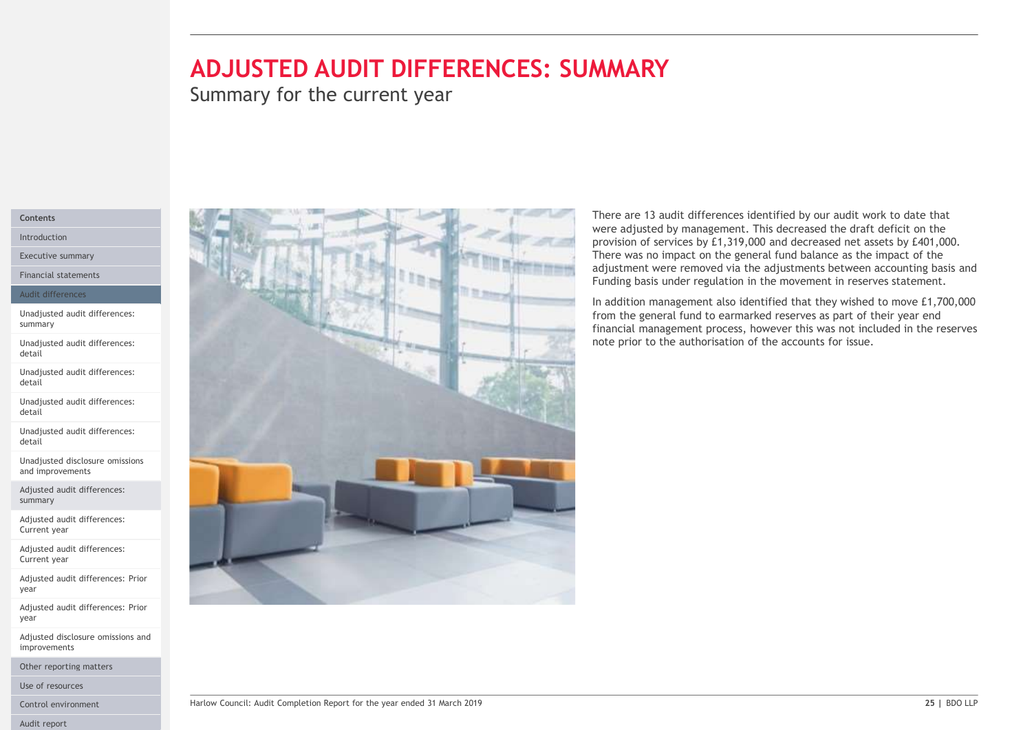# ADJUSTED AUDIT DIFFERENCES: SUMMARY

## Summary for the current year

There are 13 audit differences identified by our audit work to date that were adjusted by management. This decreased the draft deficit on the provision of services by £1,319,000 and decreased net assets by £401,000. There was no impact on the general fund balance as the impact of the adjustment were removed via the adjustments between accounting basis and Funding basis under regulation in the movement in reserves statement.

In addition management also identified that they wished to move £1,700,000 from the general fund to earmarked reserves as part of their year end financial management process, however this was not included in the reserves note prior to the authorisation of the accounts for issue.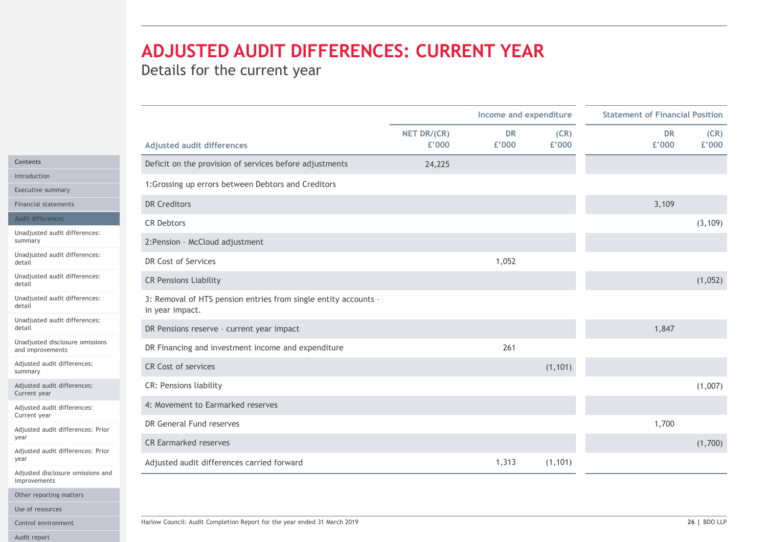# ADJUSTED AUDIT DIFFERENCES: CURRENT YEAR

Details for the current year

| Adjusted audit differences | NET DR/(CR) £'000 | Income and expenditure DR £'000 | Income and expenditure (CR) £'000 | Statement of Financial Position DR £'000 | Statement of Financial Position (CR) £'000 |
|---|---|---|---|---|---|
| Deficit on the provision of services before adjustments | 24,225 | | | | |
| 1:Grossing up errors between Debtors and Creditors | | | | | |
| DR Creditors | | | | 3,109 | |
| CR Debtors | | | | | (3,109) |
| 2:Pension – McCloud adjustment | | | | | |
| DR Cost of Services | | 1,052 | | | |
| CR Pensions Liability | | | | | (1,052) |
| 3: Removal of HTS pension entries from single entity accounts – in year impact. | | | | | |
| DR Pensions reserve – current year impact | | | | 1,847 | |
| DR Financing and investment income and expenditure | | 261 | | | |
| CR Cost of services | | | (1,101) | | |
| CR: Pensions liability | | | | | (1,007) |
| 4: Movement to Earmarked reserves | | | | | |
| DR General Fund reserves | | | | 1,700 | |
| CR Earmarked reserves | | | | | (1,700) |
| Adjusted audit differences carried forward | | 1,313 | (1,101) | | |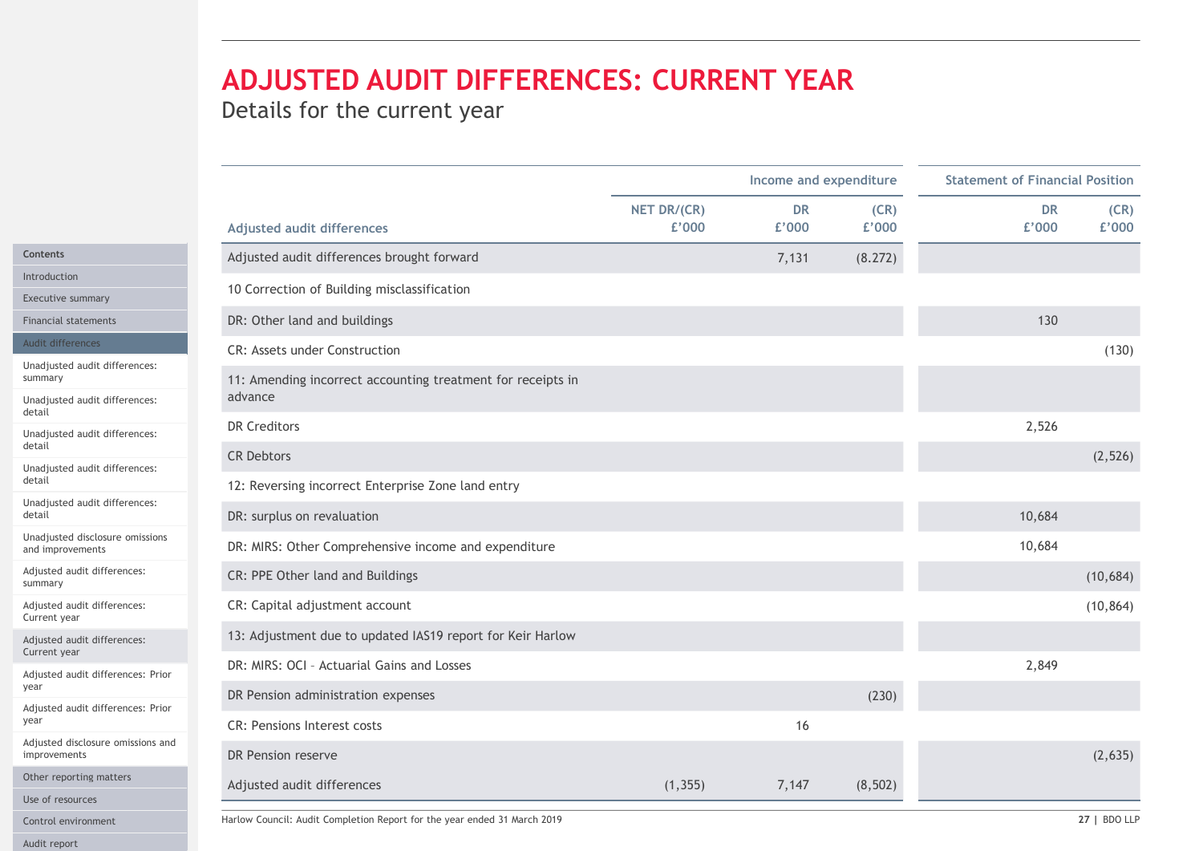# ADJUSTED AUDIT DIFFERENCES: CURRENT YEAR

Details for the current year

| Adjusted audit differences | NET DR/(CR) £'000 | Income and expenditure DR £'000 | Income and expenditure (CR) £'000 | Statement of Financial Position DR £'000 | Statement of Financial Position (CR) £'000 |
|---|---|---|---|---|---|
| Adjusted audit differences brought forward | | 7,131 | (8.272) | | |
| 10 Correction of Building misclassification | | | | | |
| DR: Other land and buildings | | | | 130 | |
| CR: Assets under Construction | | | | | (130) |
| 11: Amending incorrect accounting treatment for receipts in advance | | | | | |
| DR Creditors | | | | 2,526 | |
| CR Debtors | | | | | (2,526) |
| 12: Reversing incorrect Enterprise Zone land entry | | | | | |
| DR: surplus on revaluation | | | | 10,684 | |
| DR: MIRS: Other Comprehensive income and expenditure | | | | 10,684 | |
| CR: PPE Other land and Buildings | | | | | (10,684) |
| CR: Capital adjustment account | | | | | (10,864) |
| 13: Adjustment due to updated IAS19 report for Keir Harlow | | | | | |
| DR: MIRS: OCI – Actuarial Gains and Losses | | | | 2,849 | |
| DR Pension administration expenses | | | (230) | | |
| CR: Pensions Interest costs | | 16 | | | |
| DR Pension reserve | | | | | (2,635) |
| Adjusted audit differences | (1,355) | 7,147 | (8,502) | | |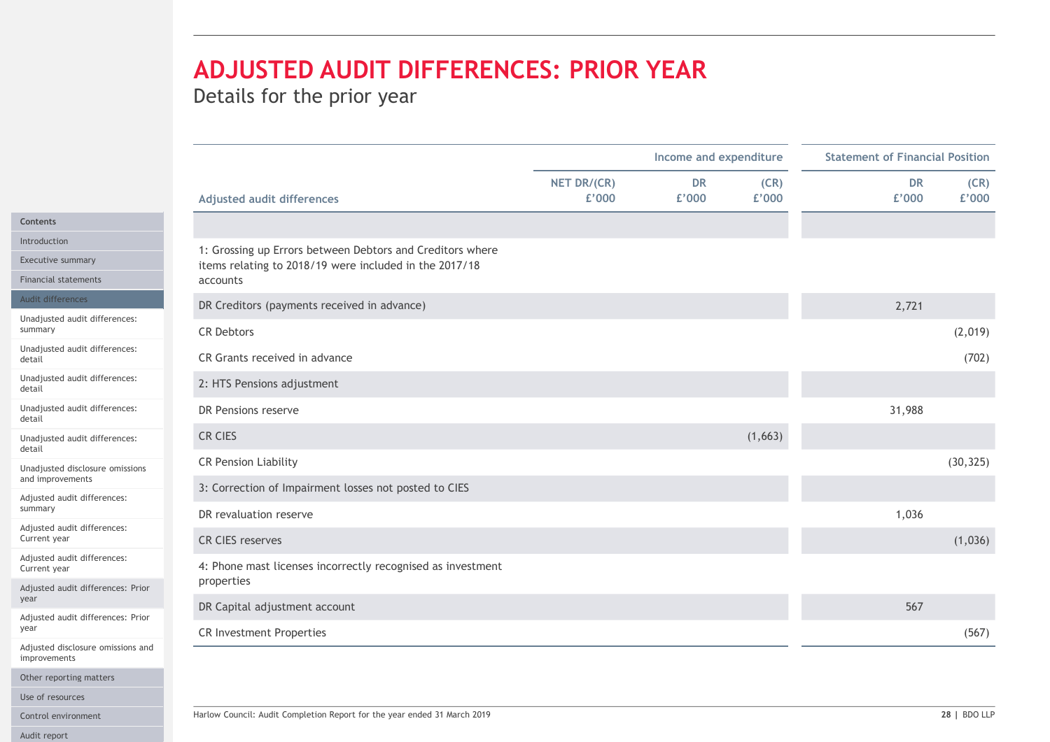# ADJUSTED AUDIT DIFFERENCES: PRIOR YEAR

Details for the prior year

| Adjusted audit differences | | Income and expenditure | | Statement of Financial Position | |
|---|---|---|---|---|---|
| | NET DR/(CR) £'000 | DR £'000 | (CR) £'000 | DR £'000 | (CR) £'000 |
| 1: Grossing up Errors between Debtors and Creditors where items relating to 2018/19 were included in the 2017/18 accounts | | | | | |
| DR Creditors (payments received in advance) | | | | 2,721 | |
| CR Debtors | | | | | (2,019) |
| CR Grants received in advance | | | | | (702) |
| 2: HTS Pensions adjustment | | | | | |
| DR Pensions reserve | | | | 31,988 | |
| CR CIES | | | (1,663) | | |
| CR Pension Liability | | | | | (30,325) |
| 3: Correction of Impairment losses not posted to CIES | | | | | |
| DR revaluation reserve | | | | 1,036 | |
| CR CIES reserves | | | | | (1,036) |
| 4: Phone mast licenses incorrectly recognised as investment properties | | | | | |
| DR Capital adjustment account | | | | 567 | |
| CR Investment Properties | | | | | (567) |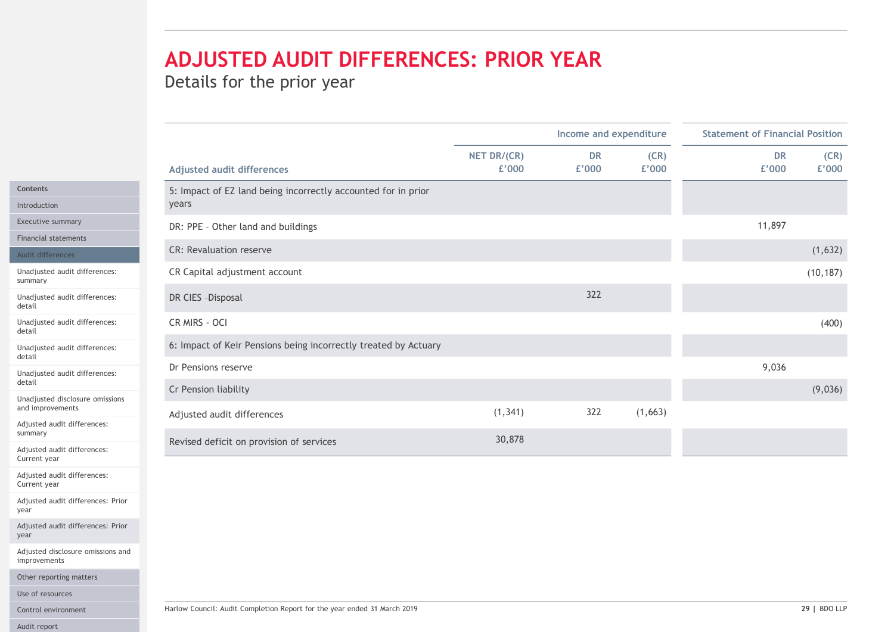# ADJUSTED AUDIT DIFFERENCES: PRIOR YEAR

Details for the prior year

| Adjusted audit differences | NET DR/(CR) £'000 | Income and expenditure DR £'000 | Income and expenditure (CR) £'000 | Statement of Financial Position DR £'000 | Statement of Financial Position (CR) £'000 |
|---|---|---|---|---|---|
| 5: Impact of EZ land being incorrectly accounted for in prior years | | | | | |
| DR: PPE – Other land and buildings | | | | 11,897 | |
| CR: Revaluation reserve | | | | | (1,632) |
| CR Capital adjustment account | | | | | (10,187) |
| DR CIES -Disposal | | 322 | | | |
| CR MIRS - OCI | | | | | (400) |
| 6: Impact of Keir Pensions being incorrectly treated by Actuary | | | | | |
| Dr Pensions reserve | | | | 9,036 | |
| Cr Pension liability | | | | | (9,036) |
| Adjusted audit differences | (1,341) | 322 | (1,663) | | |
| Revised deficit on provision of services | 30,878 | | | | |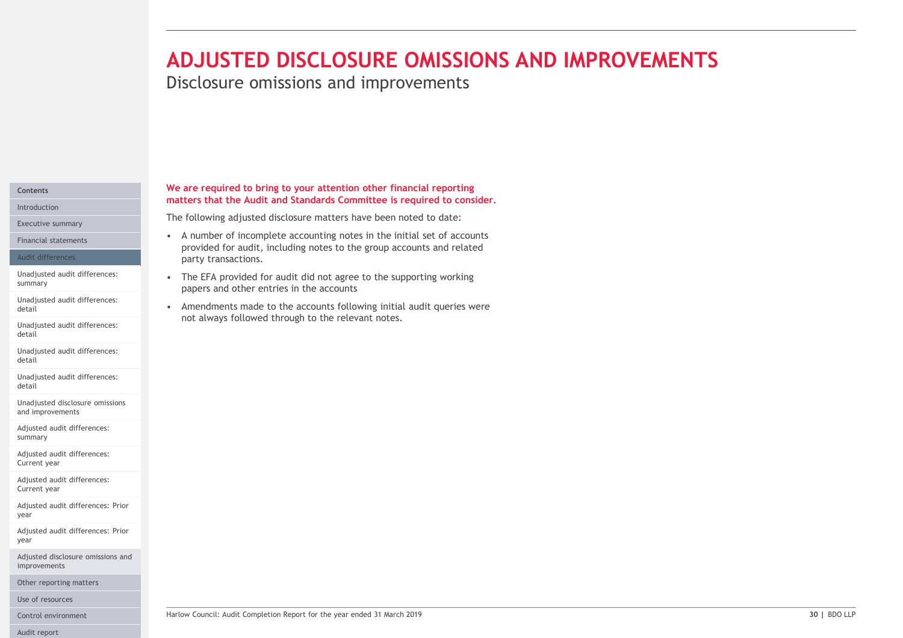# ADJUSTED DISCLOSURE OMISSIONS AND IMPROVEMENTS

## Disclosure omissions and improvements

**We are required to bring to your attention other financial reporting matters that the Audit and Standards Committee is required to consider.**

The following adjusted disclosure matters have been noted to date:

- A number of incomplete accounting notes in the initial set of accounts provided for audit, including notes to the group accounts and related party transactions.
- The EFA provided for audit did not agree to the supporting working papers and other entries in the accounts
- Amendments made to the accounts following initial audit queries were not always followed through to the relevant notes.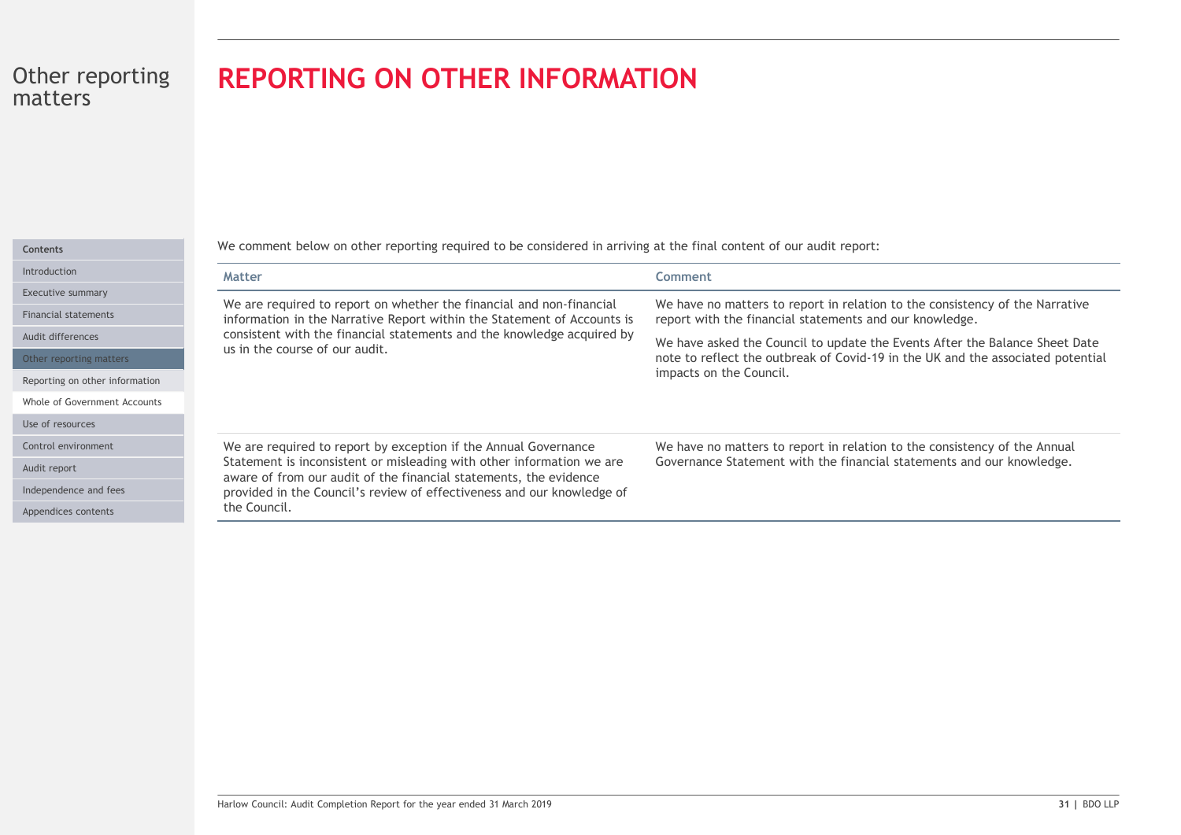# REPORTING ON OTHER INFORMATION

We comment below on other reporting required to be considered in arriving at the final content of our audit report:

| Matter | Comment |
|---|---|
| We are required to report on whether the financial and non-financial information in the Narrative Report within the Statement of Accounts is consistent with the financial statements and the knowledge acquired by us in the course of our audit. | We have no matters to report in relation to the consistency of the Narrative report with the financial statements and our knowledge.<br><br>We have asked the Council to update the Events After the Balance Sheet Date note to reflect the outbreak of Covid-19 in the UK and the associated potential impacts on the Council. |
| We are required to report by exception if the Annual Governance Statement is inconsistent or misleading with other information we are aware of from our audit of the financial statements, the evidence provided in the Council's review of effectiveness and our knowledge of the Council. | We have no matters to report in relation to the consistency of the Annual Governance Statement with the financial statements and our knowledge. |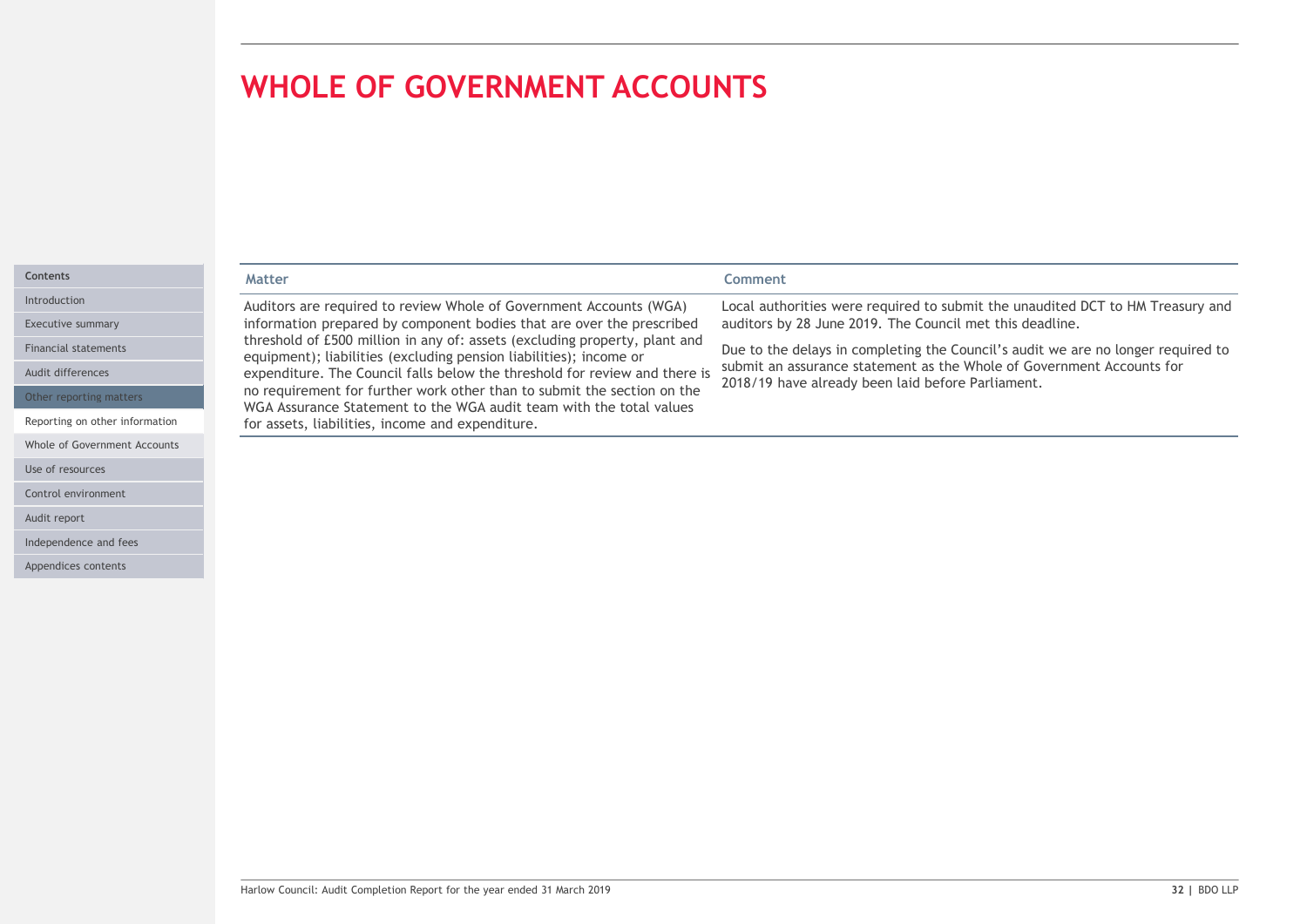# WHOLE OF GOVERNMENT ACCOUNTS

| Matter | Comment |
| --- | --- |
| Auditors are required to review Whole of Government Accounts (WGA) information prepared by component bodies that are over the prescribed threshold of £500 million in any of: assets (excluding property, plant and equipment); liabilities (excluding pension liabilities); income or expenditure. The Council falls below the threshold for review and there is no requirement for further work other than to submit the section on the WGA Assurance Statement to the WGA audit team with the total values for assets, liabilities, income and expenditure. | Local authorities were required to submit the unaudited DCT to HM Treasury and auditors by 28 June 2019. The Council met this deadline.<br><br>Due to the delays in completing the Council's audit we are no longer required to submit an assurance statement as the Whole of Government Accounts for 2018/19 have already been laid before Parliament. |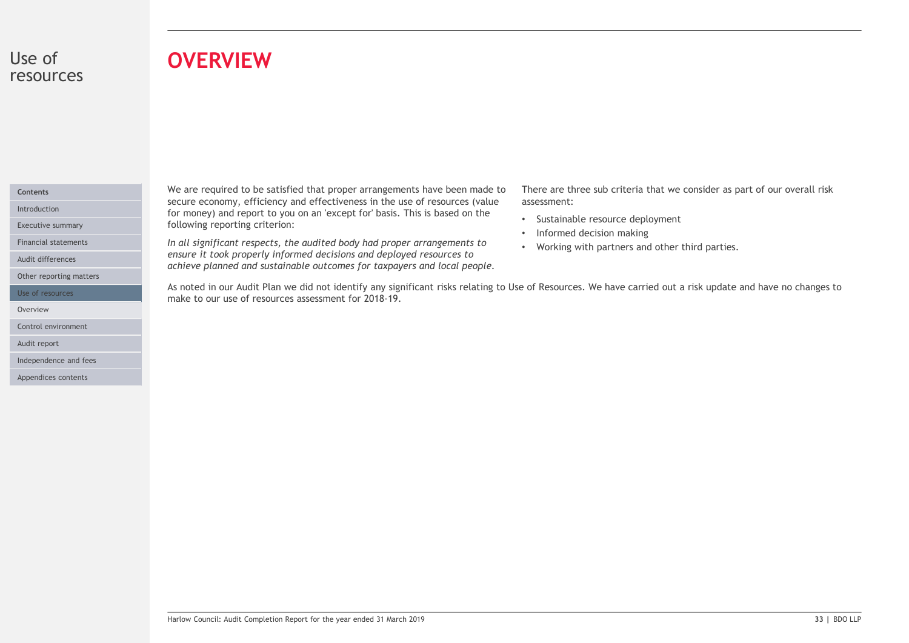# OVERVIEW

We are required to be satisfied that proper arrangements have been made to secure economy, efficiency and effectiveness in the use of resources (value for money) and report to you on an 'except for' basis. This is based on the following reporting criterion:

*In all significant respects, the audited body had proper arrangements to ensure it took properly informed decisions and deployed resources to achieve planned and sustainable outcomes for taxpayers and local people.*

There are three sub criteria that we consider as part of our overall risk assessment:

- Sustainable resource deployment
- Informed decision making
- Working with partners and other third parties.

As noted in our Audit Plan we did not identify any significant risks relating to Use of Resources. We have carried out a risk update and have no changes to make to our use of resources assessment for 2018-19.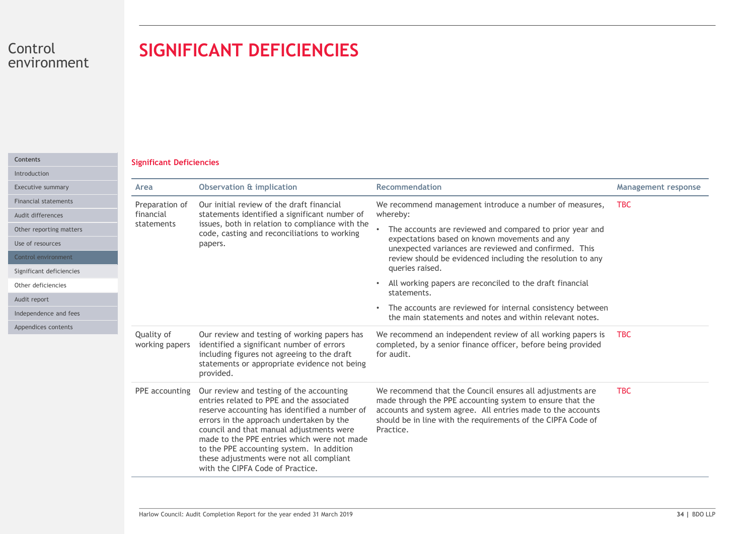# SIGNIFICANT DEFICIENCIES

**Significant Deficiencies**

| Area | Observation & implication | Recommendation | Management response |
|---|---|---|---|
| Preparation of financial statements | Our initial review of the draft financial statements identified a significant number of issues, both in relation to compliance with the code, casting and reconciliations to working papers. | We recommend management introduce a number of measures, whereby:<br>• The accounts are reviewed and compared to prior year and expectations based on known movements and any unexpected variances are reviewed and confirmed. This review should be evidenced including the resolution to any queries raised.<br>• All working papers are reconciled to the draft financial statements.<br>• The accounts are reviewed for internal consistency between the main statements and notes and within relevant notes. | TBC |
| Quality of working papers | Our review and testing of working papers has identified a significant number of errors including figures not agreeing to the draft statements or appropriate evidence not being provided. | We recommend an independent review of all working papers is completed, by a senior finance officer, before being provided for audit. | TBC |
| PPE accounting | Our review and testing of the accounting entries related to PPE and the associated reserve accounting has identified a number of errors in the approach undertaken by the council and that manual adjustments were made to the PPE entries which were not made to the PPE accounting system. In addition these adjustments were not all compliant with the CIPFA Code of Practice. | We recommend that the Council ensures all adjustments are made through the PPE accounting system to ensure that the accounts and system agree. All entries made to the accounts should be in line with the requirements of the CIPFA Code of Practice. | TBC |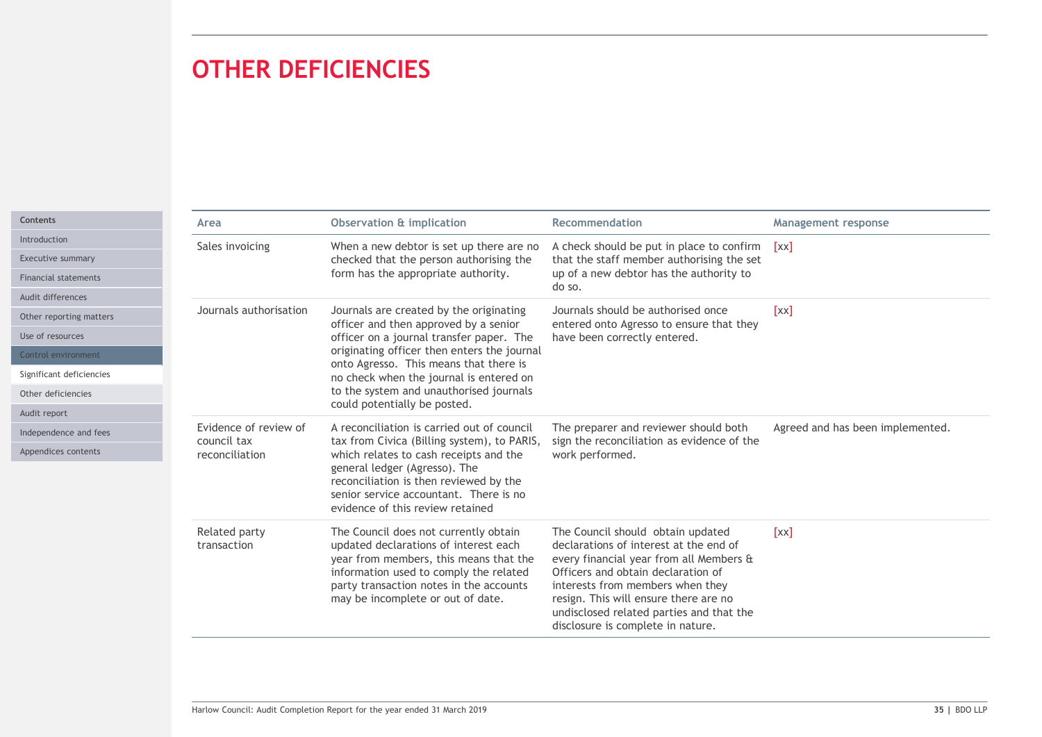# OTHER DEFICIENCIES

| Area | Observation & implication | Recommendation | Management response |
|---|---|---|---|
| Sales invoicing | When a new debtor is set up there are no checked that the person authorising the form has the appropriate authority. | A check should be put in place to confirm that the staff member authorising the set up of a new debtor has the authority to do so. | [xx] |
| Journals authorisation | Journals are created by the originating officer and then approved by a senior officer on a journal transfer paper. The originating officer then enters the journal onto Agresso. This means that there is no check when the journal is entered on to the system and unauthorised journals could potentially be posted. | Journals should be authorised once entered onto Agresso to ensure that they have been correctly entered. | [xx] |
| Evidence of review of council tax reconciliation | A reconciliation is carried out of council tax from Civica (Billing system), to PARIS, which relates to cash receipts and the general ledger (Agresso). The reconciliation is then reviewed by the senior service accountant. There is no evidence of this review retained | The preparer and reviewer should both sign the reconciliation as evidence of the work performed. | Agreed and has been implemented. |
| Related party transaction | The Council does not currently obtain updated declarations of interest each year from members, this means that the information used to comply the related party transaction notes in the accounts may be incomplete or out of date. | The Council should obtain updated declarations of interest at the end of every financial year from all Members & Officers and obtain declaration of interests from members when they resign. This will ensure there are no undisclosed related parties and that the disclosure is complete in nature. | [xx] |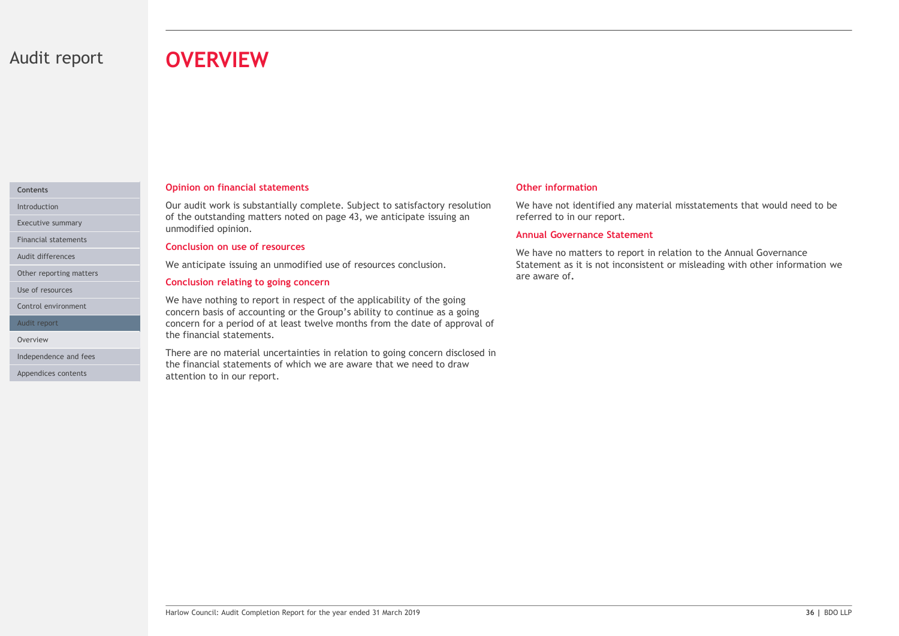# Audit report

## OVERVIEW

### Opinion on financial statements

Our audit work is substantially complete. Subject to satisfactory resolution of the outstanding matters noted on page 43, we anticipate issuing an unmodified opinion.

### Conclusion on use of resources

We anticipate issuing an unmodified use of resources conclusion.

### Conclusion relating to going concern

We have nothing to report in respect of the applicability of the going concern basis of accounting or the Group's ability to continue as a going concern for a period of at least twelve months from the date of approval of the financial statements.

There are no material uncertainties in relation to going concern disclosed in the financial statements of which we are aware that we need to draw attention to in our report.

### Other information

We have not identified any material misstatements that would need to be referred to in our report.

### Annual Governance Statement

We have no matters to report in relation to the Annual Governance Statement as it is not inconsistent or misleading with other information we are aware of.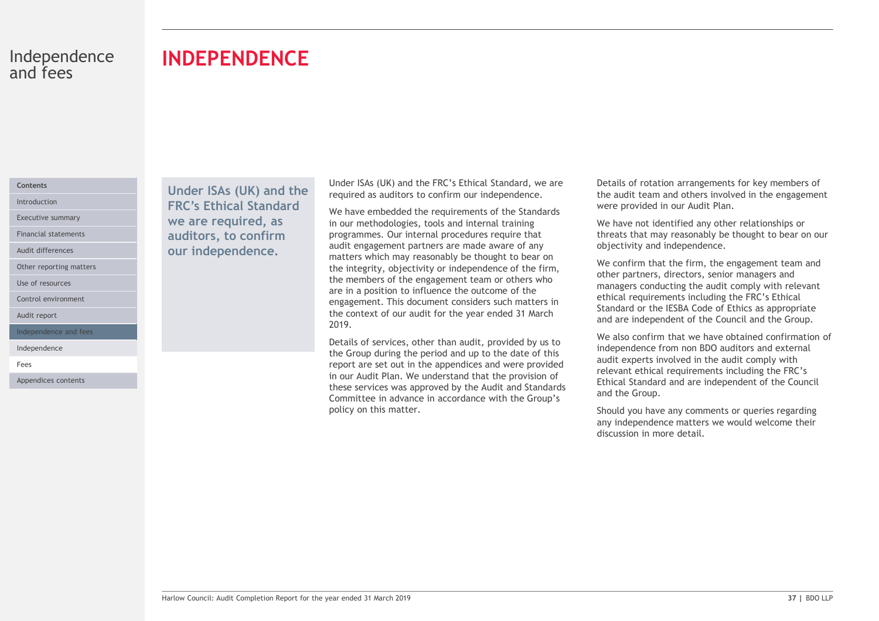# INDEPENDENCE

**Under ISAs (UK) and the FRC's Ethical Standard we are required, as auditors, to confirm our independence.**

Under ISAs (UK) and the FRC's Ethical Standard, we are required as auditors to confirm our independence.

We have embedded the requirements of the Standards in our methodologies, tools and internal training programmes. Our internal procedures require that audit engagement partners are made aware of any matters which may reasonably be thought to bear on the integrity, objectivity or independence of the firm, the members of the engagement team or others who are in a position to influence the outcome of the engagement. This document considers such matters in the context of our audit for the year ended 31 March 2019.

Details of services, other than audit, provided by us to the Group during the period and up to the date of this report are set out in the appendices and were provided in our Audit Plan. We understand that the provision of these services was approved by the Audit and Standards Committee in advance in accordance with the Group's policy on this matter.

Details of rotation arrangements for key members of the audit team and others involved in the engagement were provided in our Audit Plan.

We have not identified any other relationships or threats that may reasonably be thought to bear on our objectivity and independence.

We confirm that the firm, the engagement team and other partners, directors, senior managers and managers conducting the audit comply with relevant ethical requirements including the FRC's Ethical Standard or the IESBA Code of Ethics as appropriate and are independent of the Council and the Group.

We also confirm that we have obtained confirmation of independence from non BDO auditors and external audit experts involved in the audit comply with relevant ethical requirements including the FRC's Ethical Standard and are independent of the Council and the Group.

Should you have any comments or queries regarding any independence matters we would welcome their discussion in more detail.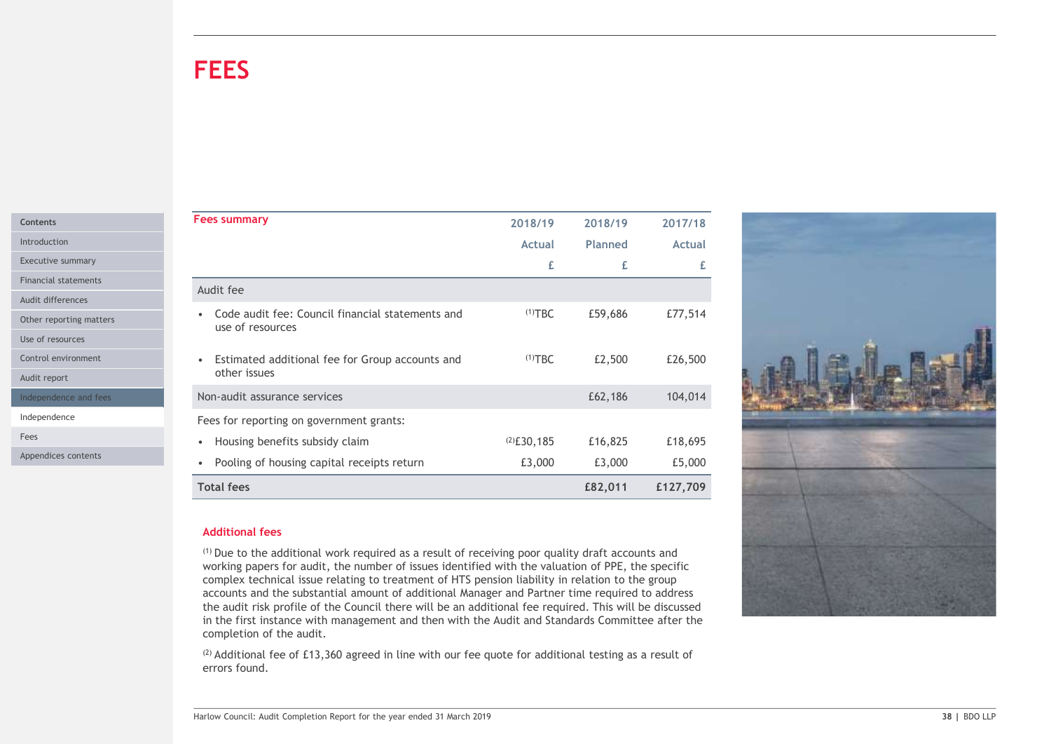# FEES

| Fees summary | 2018/19 Actual £ | 2018/19 Planned £ | 2017/18 Actual £ |
|---|---|---|---|
| Audit fee | | | |
| • Code audit fee: Council financial statements and use of resources | [1]TBC | £59,686 | £77,514 |
| • Estimated additional fee for Group accounts and other issues | [1]TBC | £2,500 | £26,500 |
| Non-audit assurance services | | £62,186 | 104,014 |
| Fees for reporting on government grants: | | | |
| • Housing benefits subsidy claim | [2]£30,185 | £16,825 | £18,695 |
| • Pooling of housing capital receipts return | £3,000 | £3,000 | £5,000 |
| **Total fees** | | **£82,011** | **£127,709** |

### Additional fees

[1] Due to the additional work required as a result of receiving poor quality draft accounts and working papers for audit, the number of issues identified with the valuation of PPE, the specific complex technical issue relating to treatment of HTS pension liability in relation to the group accounts and the substantial amount of additional Manager and Partner time required to address the audit risk profile of the Council there will be an additional fee required. This will be discussed in the first instance with management and then with the Audit and Standards Committee after the completion of the audit.

[2] Additional fee of £13,360 agreed in line with our fee quote for additional testing as a result of errors found.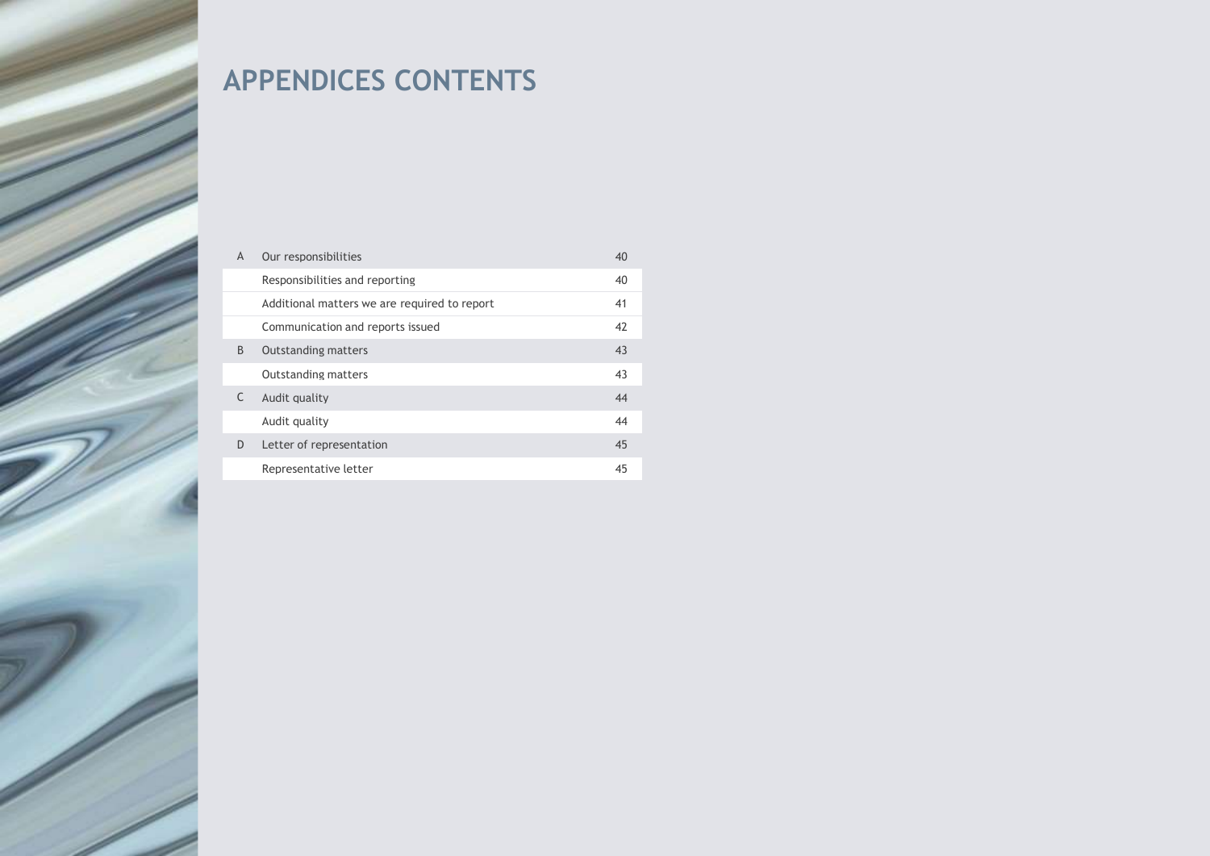# APPENDICES CONTENTS

| | | |
|---|---|---|
| A | Our responsibilities | 40 |
| | Responsibilities and reporting | 40 |
| | Additional matters we are required to report | 41 |
| | Communication and reports issued | 42 |
| B | Outstanding matters | 43 |
| | Outstanding matters | 43 |
| C | Audit quality | 44 |
| | Audit quality | 44 |
| D | Letter of representation | 45 |
| | Representative letter | 45 |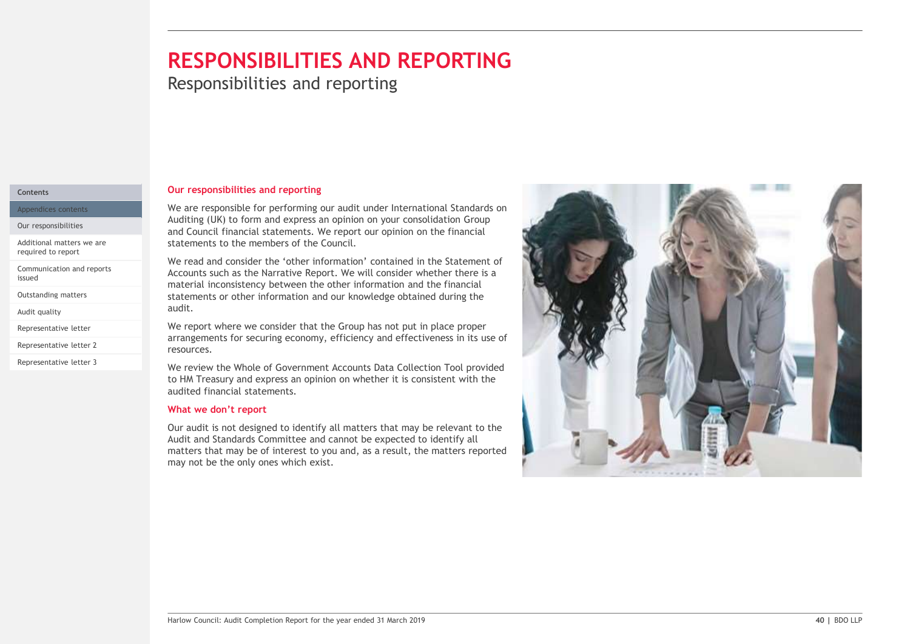# RESPONSIBILITIES AND REPORTING

Responsibilities and reporting

## Our responsibilities and reporting

We are responsible for performing our audit under International Standards on Auditing (UK) to form and express an opinion on your consolidation Group and Council financial statements. We report our opinion on the financial statements to the members of the Council.

We read and consider the 'other information' contained in the Statement of Accounts such as the Narrative Report. We will consider whether there is a material inconsistency between the other information and the financial statements or other information and our knowledge obtained during the audit.

We report where we consider that the Group has not put in place proper arrangements for securing economy, efficiency and effectiveness in its use of resources.

We review the Whole of Government Accounts Data Collection Tool provided to HM Treasury and express an opinion on whether it is consistent with the audited financial statements.

## What we don't report

Our audit is not designed to identify all matters that may be relevant to the Audit and Standards Committee and cannot be expected to identify all matters that may be of interest to you and, as a result, the matters reported may not be the only ones which exist.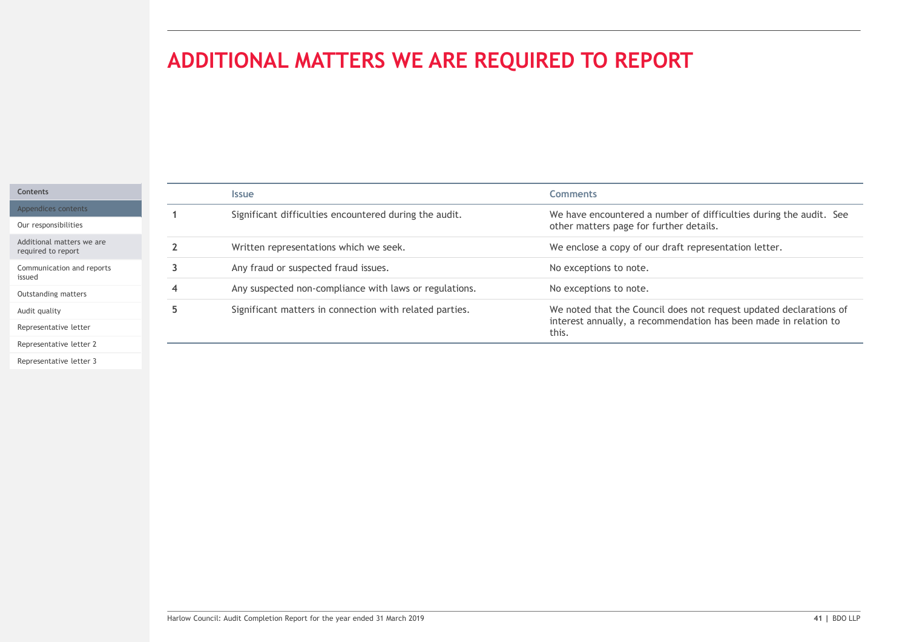# ADDITIONAL MATTERS WE ARE REQUIRED TO REPORT

| | Issue | Comments |
|---|---|---|
| 1 | Significant difficulties encountered during the audit. | We have encountered a number of difficulties during the audit. See other matters page for further details. |
| 2 | Written representations which we seek. | We enclose a copy of our draft representation letter. |
| 3 | Any fraud or suspected fraud issues. | No exceptions to note. |
| 4 | Any suspected non-compliance with laws or regulations. | No exceptions to note. |
| 5 | Significant matters in connection with related parties. | We noted that the Council does not request updated declarations of interest annually, a recommendation has been made in relation to this. |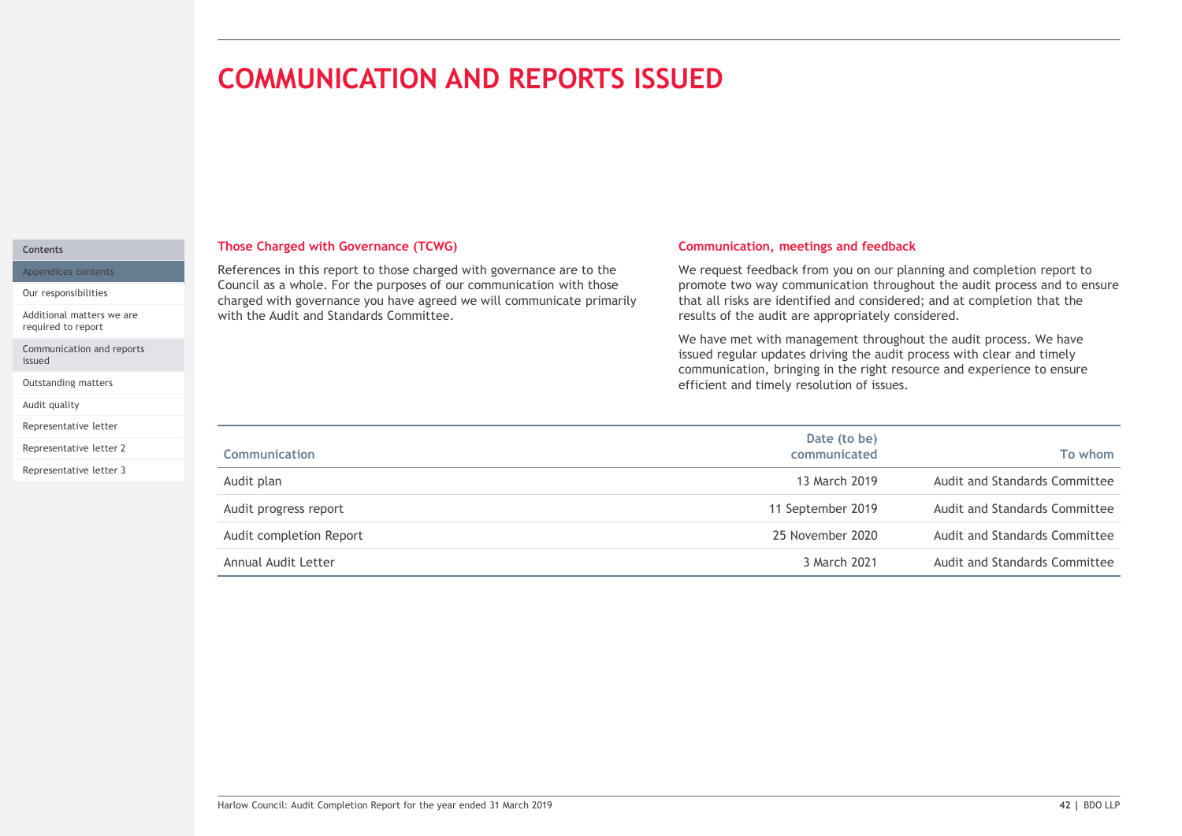# COMMUNICATION AND REPORTS ISSUED

## Those Charged with Governance (TCWG)

References in this report to those charged with governance are to the Council as a whole. For the purposes of our communication with those charged with governance you have agreed we will communicate primarily with the Audit and Standards Committee.

## Communication, meetings and feedback

We request feedback from you on our planning and completion report to promote two way communication throughout the audit process and to ensure that all risks are identified and considered; and at completion that the results of the audit are appropriately considered.

We have met with management throughout the audit process. We have issued regular updates driving the audit process with clear and timely communication, bringing in the right resource and experience to ensure efficient and timely resolution of issues.

| Communication | Date (to be) communicated | To whom |
|---|---|---|
| Audit plan | 13 March 2019 | Audit and Standards Committee |
| Audit progress report | 11 September 2019 | Audit and Standards Committee |
| Audit completion Report | 25 November 2020 | Audit and Standards Committee |
| Annual Audit Letter | 3 March 2021 | Audit and Standards Committee |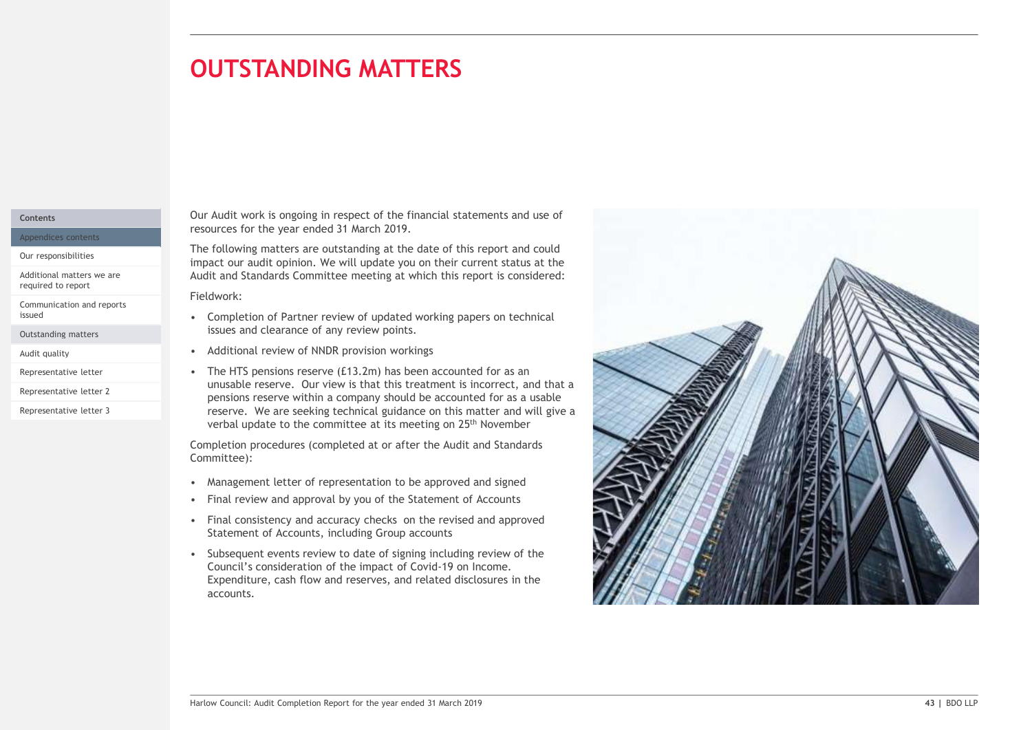# OUTSTANDING MATTERS

Our Audit work is ongoing in respect of the financial statements and use of resources for the year ended 31 March 2019.

The following matters are outstanding at the date of this report and could impact our audit opinion. We will update you on their current status at the Audit and Standards Committee meeting at which this report is considered:

Fieldwork:

- Completion of Partner review of updated working papers on technical issues and clearance of any review points.
- Additional review of NNDR provision workings
- The HTS pensions reserve (£13.2m) has been accounted for as an unusable reserve. Our view is that this treatment is incorrect, and that a pensions reserve within a company should be accounted for as a usable reserve. We are seeking technical guidance on this matter and will give a verbal update to the committee at its meeting on 25th November

Completion procedures (completed at or after the Audit and Standards Committee):

- Management letter of representation to be approved and signed
- Final review and approval by you of the Statement of Accounts
- Final consistency and accuracy checks on the revised and approved Statement of Accounts, including Group accounts
- Subsequent events review to date of signing including review of the Council's consideration of the impact of Covid-19 on Income. Expenditure, cash flow and reserves, and related disclosures in the accounts.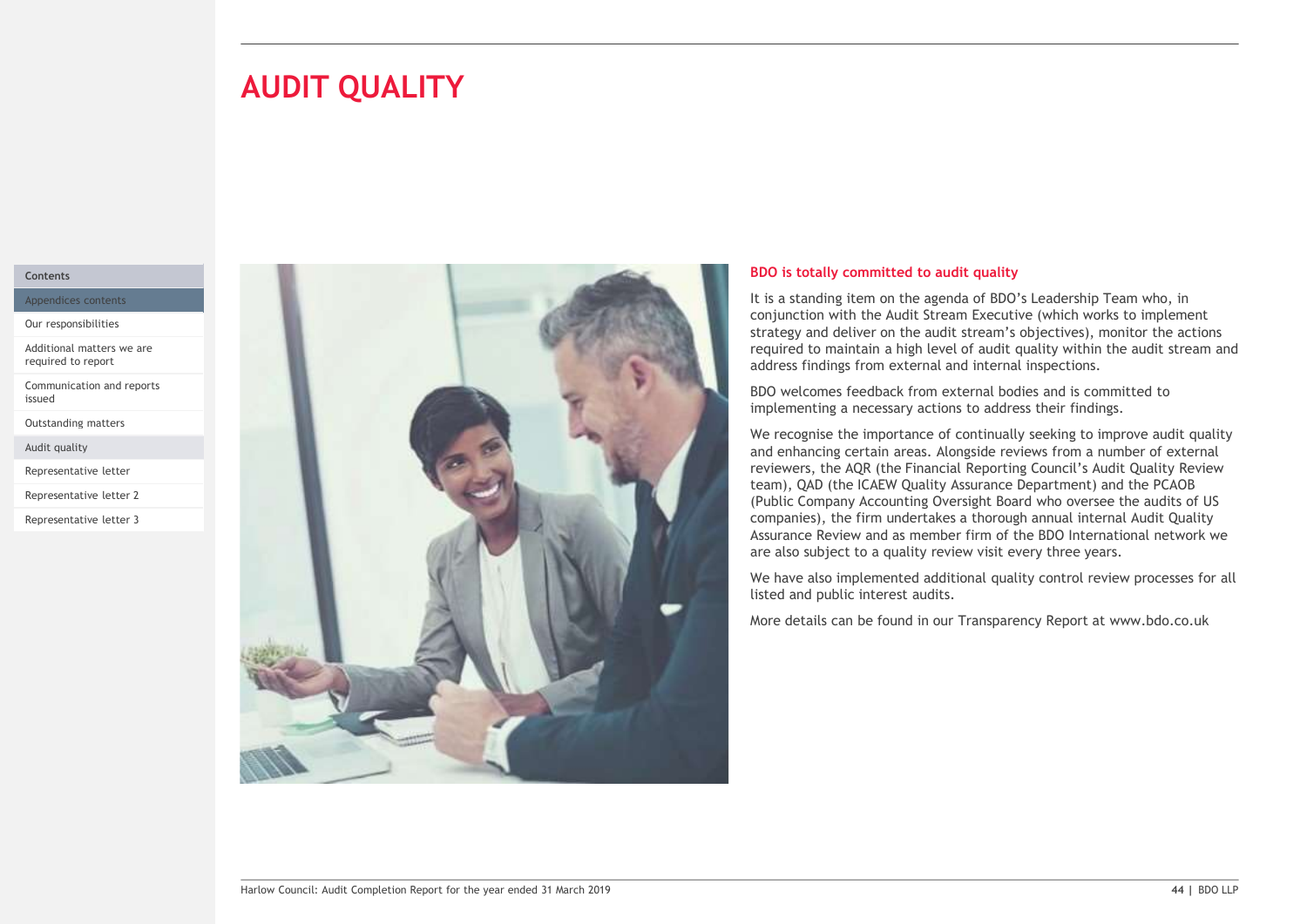# AUDIT QUALITY

**BDO is totally committed to audit quality**

It is a standing item on the agenda of BDO's Leadership Team who, in conjunction with the Audit Stream Executive (which works to implement strategy and deliver on the audit stream's objectives), monitor the actions required to maintain a high level of audit quality within the audit stream and address findings from external and internal inspections.

BDO welcomes feedback from external bodies and is committed to implementing a necessary actions to address their findings.

We recognise the importance of continually seeking to improve audit quality and enhancing certain areas. Alongside reviews from a number of external reviewers, the AQR (the Financial Reporting Council's Audit Quality Review team), QAD (the ICAEW Quality Assurance Department) and the PCAOB (Public Company Accounting Oversight Board who oversee the audits of US companies), the firm undertakes a thorough annual internal Audit Quality Assurance Review and as member firm of the BDO International network we are also subject to a quality review visit every three years.

We have also implemented additional quality control review processes for all listed and public interest audits.

More details can be found in our Transparency Report at www.bdo.co.uk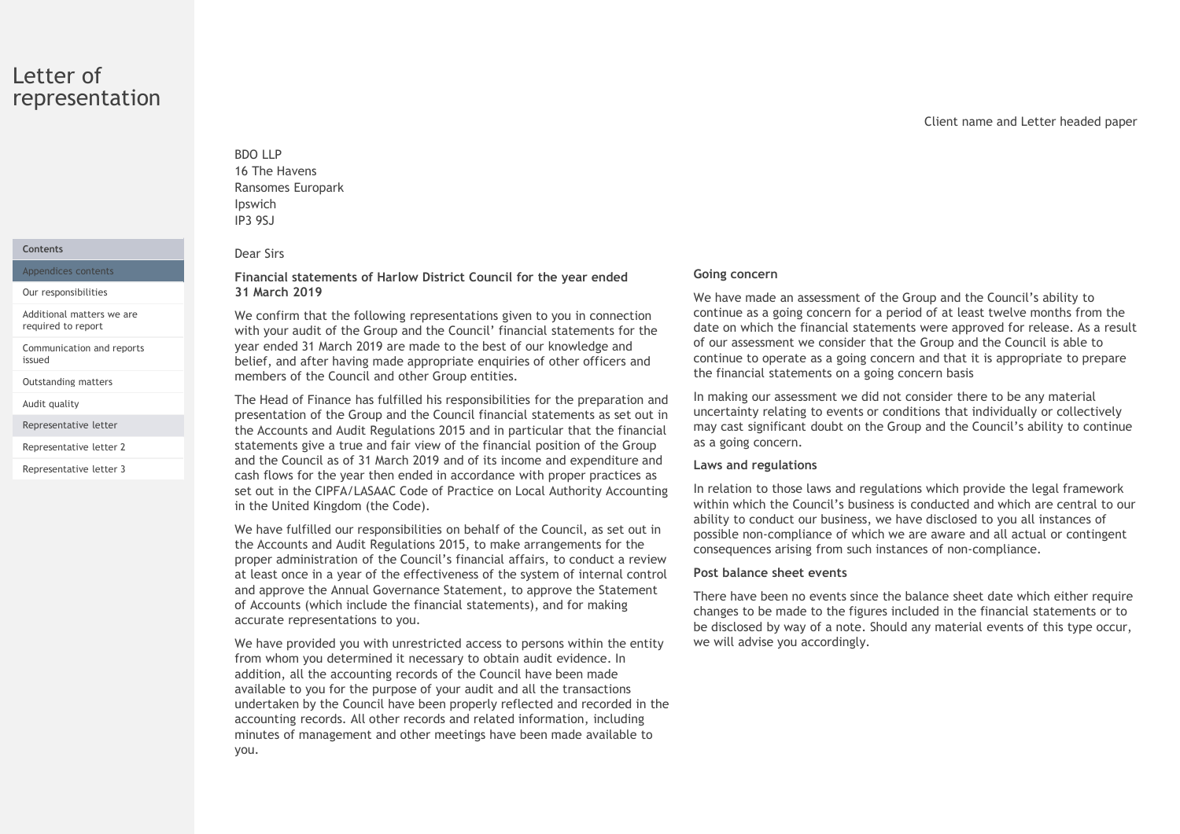# Letter of representation

Client name and Letter headed paper

BDO LLP
16 The Havens
Ransomes Europark
Ipswich
IP3 9SJ

Dear Sirs

**Financial statements of Harlow District Council for the year ended 31 March 2019**

We confirm that the following representations given to you in connection with your audit of the Group and the Council' financial statements for the year ended 31 March 2019 are made to the best of our knowledge and belief, and after having made appropriate enquiries of other officers and members of the Council and other Group entities.

The Head of Finance has fulfilled his responsibilities for the preparation and presentation of the Group and the Council financial statements as set out in the Accounts and Audit Regulations 2015 and in particular that the financial statements give a true and fair view of the financial position of the Group and the Council as of 31 March 2019 and of its income and expenditure and cash flows for the year then ended in accordance with proper practices as set out in the CIPFA/LASAAC Code of Practice on Local Authority Accounting in the United Kingdom (the Code).

We have fulfilled our responsibilities on behalf of the Council, as set out in the Accounts and Audit Regulations 2015, to make arrangements for the proper administration of the Council's financial affairs, to conduct a review at least once in a year of the effectiveness of the system of internal control and approve the Annual Governance Statement, to approve the Statement of Accounts (which include the financial statements), and for making accurate representations to you.

We have provided you with unrestricted access to persons within the entity from whom you determined it necessary to obtain audit evidence. In addition, all the accounting records of the Council have been made available to you for the purpose of your audit and all the transactions undertaken by the Council have been properly reflected and recorded in the accounting records. All other records and related information, including minutes of management and other meetings have been made available to you.

**Going concern**

We have made an assessment of the Group and the Council's ability to continue as a going concern for a period of at least twelve months from the date on which the financial statements were approved for release. As a result of our assessment we consider that the Group and the Council is able to continue to operate as a going concern and that it is appropriate to prepare the financial statements on a going concern basis

In making our assessment we did not consider there to be any material uncertainty relating to events or conditions that individually or collectively may cast significant doubt on the Group and the Council's ability to continue as a going concern.

**Laws and regulations**

In relation to those laws and regulations which provide the legal framework within which the Council's business is conducted and which are central to our ability to conduct our business, we have disclosed to you all instances of possible non-compliance of which we are aware and all actual or contingent consequences arising from such instances of non-compliance.

**Post balance sheet events**

There have been no events since the balance sheet date which either require changes to be made to the figures included in the financial statements or to be disclosed by way of a note. Should any material events of this type occur, we will advise you accordingly.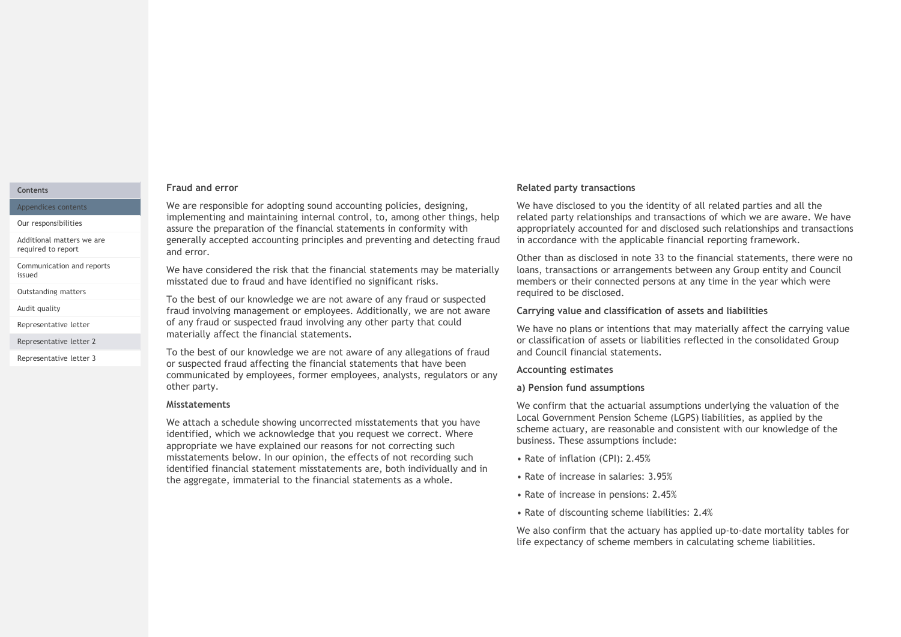### Fraud and error

We are responsible for adopting sound accounting policies, designing, implementing and maintaining internal control, to, among other things, help assure the preparation of the financial statements in conformity with generally accepted accounting principles and preventing and detecting fraud and error.

We have considered the risk that the financial statements may be materially misstated due to fraud and have identified no significant risks.

To the best of our knowledge we are not aware of any fraud or suspected fraud involving management or employees. Additionally, we are not aware of any fraud or suspected fraud involving any other party that could materially affect the financial statements.

To the best of our knowledge we are not aware of any allegations of fraud or suspected fraud affecting the financial statements that have been communicated by employees, former employees, analysts, regulators or any other party.

### Misstatements

We attach a schedule showing uncorrected misstatements that you have identified, which we acknowledge that you request we correct. Where appropriate we have explained our reasons for not correcting such misstatements below. In our opinion, the effects of not recording such identified financial statement misstatements are, both individually and in the aggregate, immaterial to the financial statements as a whole.

### Related party transactions

We have disclosed to you the identity of all related parties and all the related party relationships and transactions of which we are aware. We have appropriately accounted for and disclosed such relationships and transactions in accordance with the applicable financial reporting framework.

Other than as disclosed in note 33 to the financial statements, there were no loans, transactions or arrangements between any Group entity and Council members or their connected persons at any time in the year which were required to be disclosed.

### Carrying value and classification of assets and liabilities

We have no plans or intentions that may materially affect the carrying value or classification of assets or liabilities reflected in the consolidated Group and Council financial statements.

### Accounting estimates

#### a) Pension fund assumptions

We confirm that the actuarial assumptions underlying the valuation of the Local Government Pension Scheme (LGPS) liabilities, as applied by the scheme actuary, are reasonable and consistent with our knowledge of the business. These assumptions include:

- Rate of inflation (CPI): 2.45%
- Rate of increase in salaries: 3.95%
- Rate of increase in pensions: 2.45%
- Rate of discounting scheme liabilities: 2.4%

We also confirm that the actuary has applied up-to-date mortality tables for life expectancy of scheme members in calculating scheme liabilities.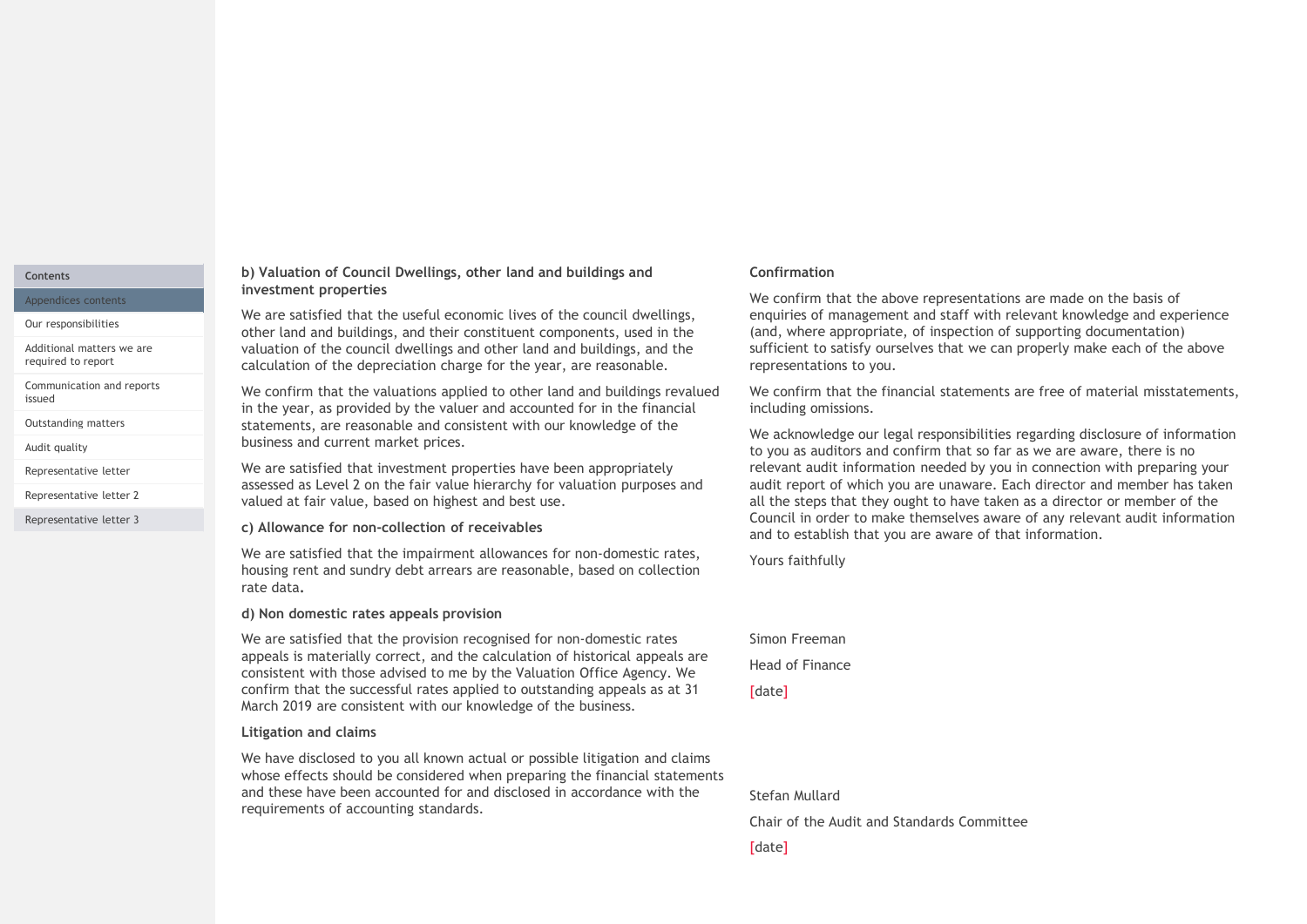### b) Valuation of Council Dwellings, other land and buildings and investment properties

We are satisfied that the useful economic lives of the council dwellings, other land and buildings, and their constituent components, used in the valuation of the council dwellings and other land and buildings, and the calculation of the depreciation charge for the year, are reasonable.

We confirm that the valuations applied to other land and buildings revalued in the year, as provided by the valuer and accounted for in the financial statements, are reasonable and consistent with our knowledge of the business and current market prices.

We are satisfied that investment properties have been appropriately assessed as Level 2 on the fair value hierarchy for valuation purposes and valued at fair value, based on highest and best use.

### c) Allowance for non-collection of receivables

We are satisfied that the impairment allowances for non-domestic rates, housing rent and sundry debt arrears are reasonable, based on collection rate data**.**

### d) Non domestic rates appeals provision

We are satisfied that the provision recognised for non-domestic rates appeals is materially correct, and the calculation of historical appeals are consistent with those advised to me by the Valuation Office Agency. We confirm that the successful rates applied to outstanding appeals as at 31 March 2019 are consistent with our knowledge of the business.

### Litigation and claims

We have disclosed to you all known actual or possible litigation and claims whose effects should be considered when preparing the financial statements and these have been accounted for and disclosed in accordance with the requirements of accounting standards.

### Confirmation

We confirm that the above representations are made on the basis of enquiries of management and staff with relevant knowledge and experience (and, where appropriate, of inspection of supporting documentation) sufficient to satisfy ourselves that we can properly make each of the above representations to you.

We confirm that the financial statements are free of material misstatements, including omissions.

We acknowledge our legal responsibilities regarding disclosure of information to you as auditors and confirm that so far as we are aware, there is no relevant audit information needed by you in connection with preparing your audit report of which you are unaware. Each director and member has taken all the steps that they ought to have taken as a director or member of the Council in order to make themselves aware of any relevant audit information and to establish that you are aware of that information.

Yours faithfully

Simon Freeman

Head of Finance

[date]

Stefan Mullard

Chair of the Audit and Standards Committee

[date]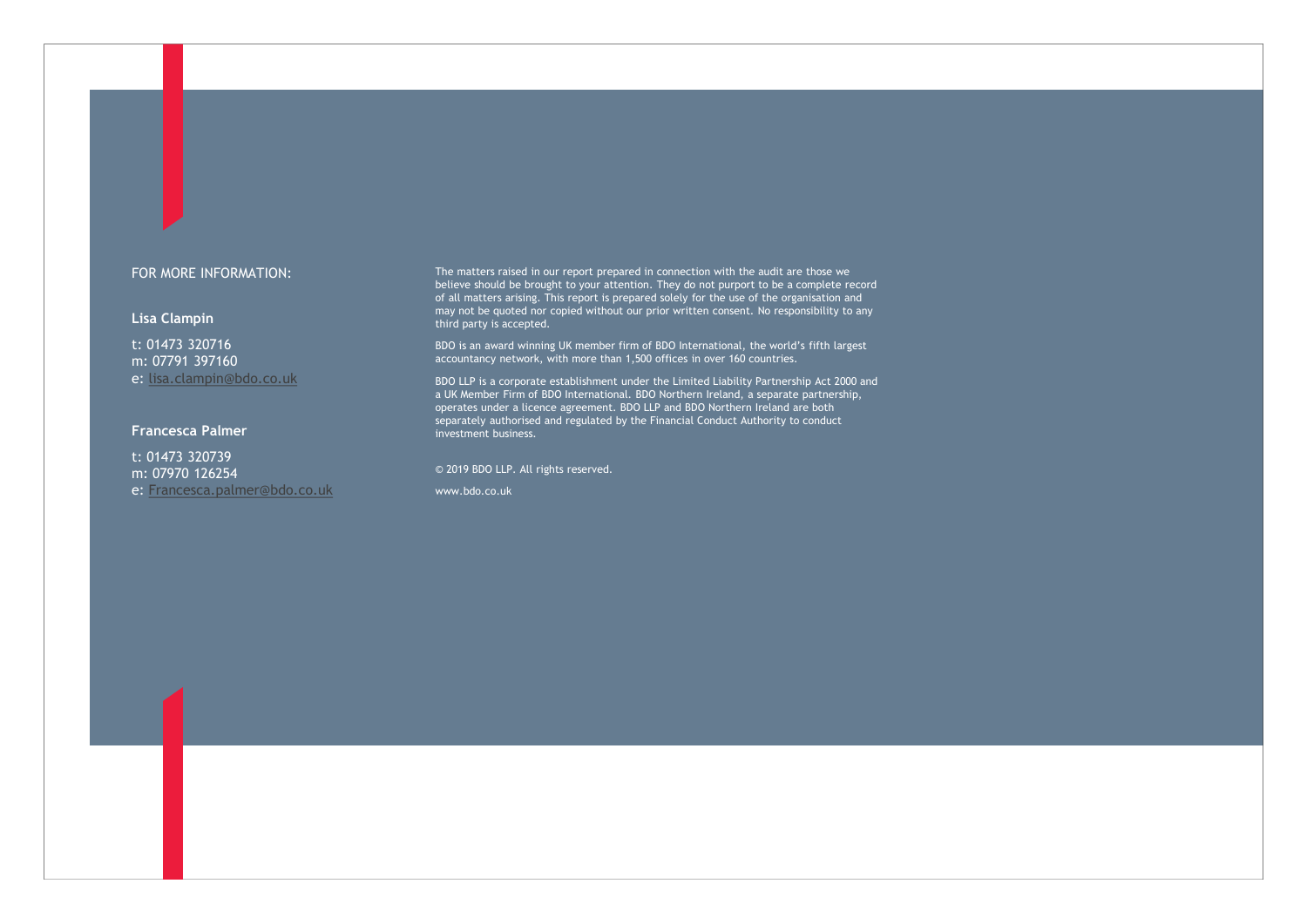FOR MORE INFORMATION:

**Lisa Clampin**

t: 01473 320716
m: 07791 397160
e: lisa.clampin@bdo.co.uk

**Francesca Palmer**

t: 01473 320739
m: 07970 126254
e: Francesca.palmer@bdo.co.uk

The matters raised in our report prepared in connection with the audit are those we believe should be brought to your attention. They do not purport to be a complete record of all matters arising. This report is prepared solely for the use of the organisation and may not be quoted nor copied without our prior written consent. No responsibility to any third party is accepted.

BDO is an award winning UK member firm of BDO International, the world's fifth largest accountancy network, with more than 1,500 offices in over 160 countries.

BDO LLP is a corporate establishment under the Limited Liability Partnership Act 2000 and a UK Member Firm of BDO International. BDO Northern Ireland, a separate partnership, operates under a licence agreement. BDO LLP and BDO Northern Ireland are both separately authorised and regulated by the Financial Conduct Authority to conduct investment business.

© 2019 BDO LLP. All rights reserved.

www.bdo.co.uk